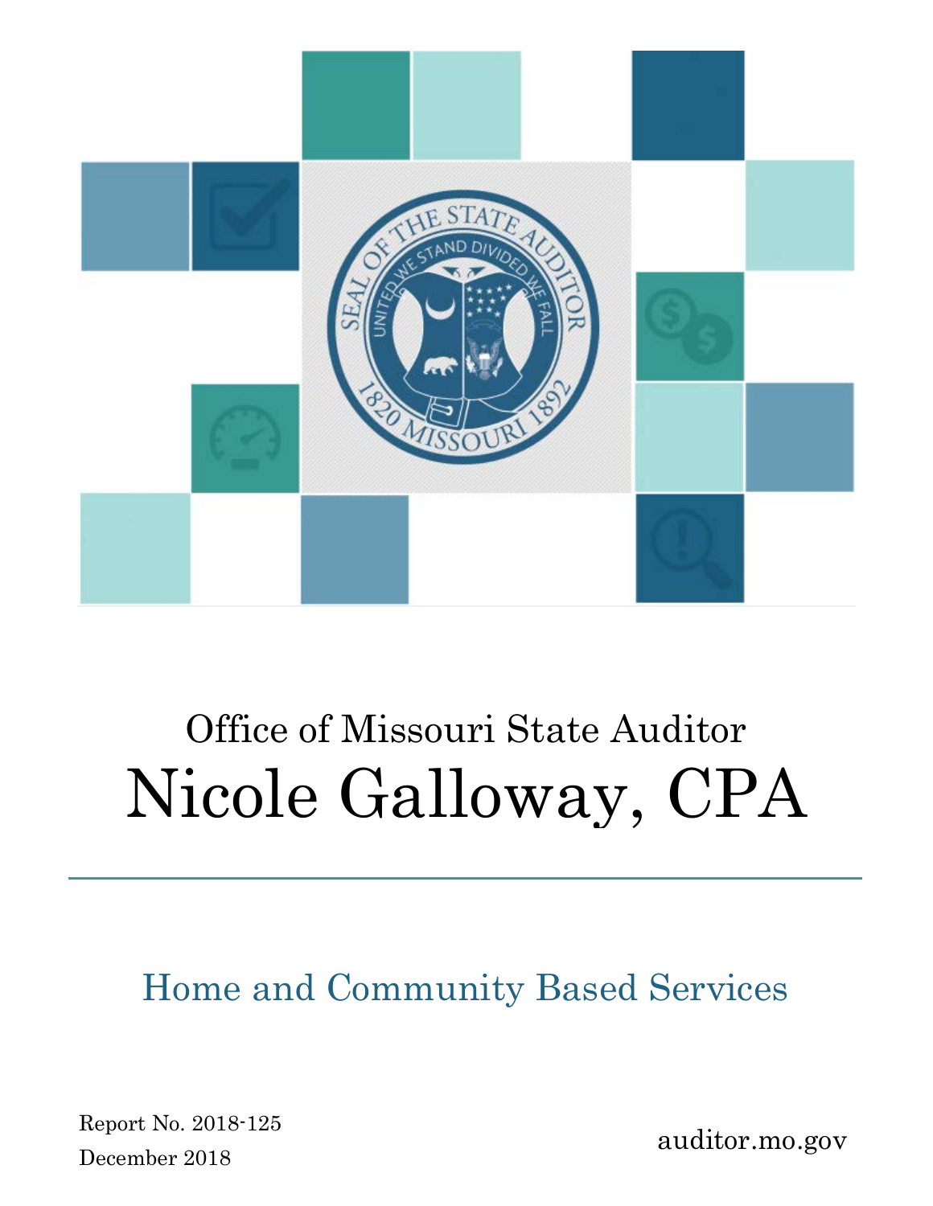Office of Missouri State Auditor

# Nicole Galloway, CPA

## Home and Community Based Services

Report No. 2018-125

December 2018

auditor.mo.gov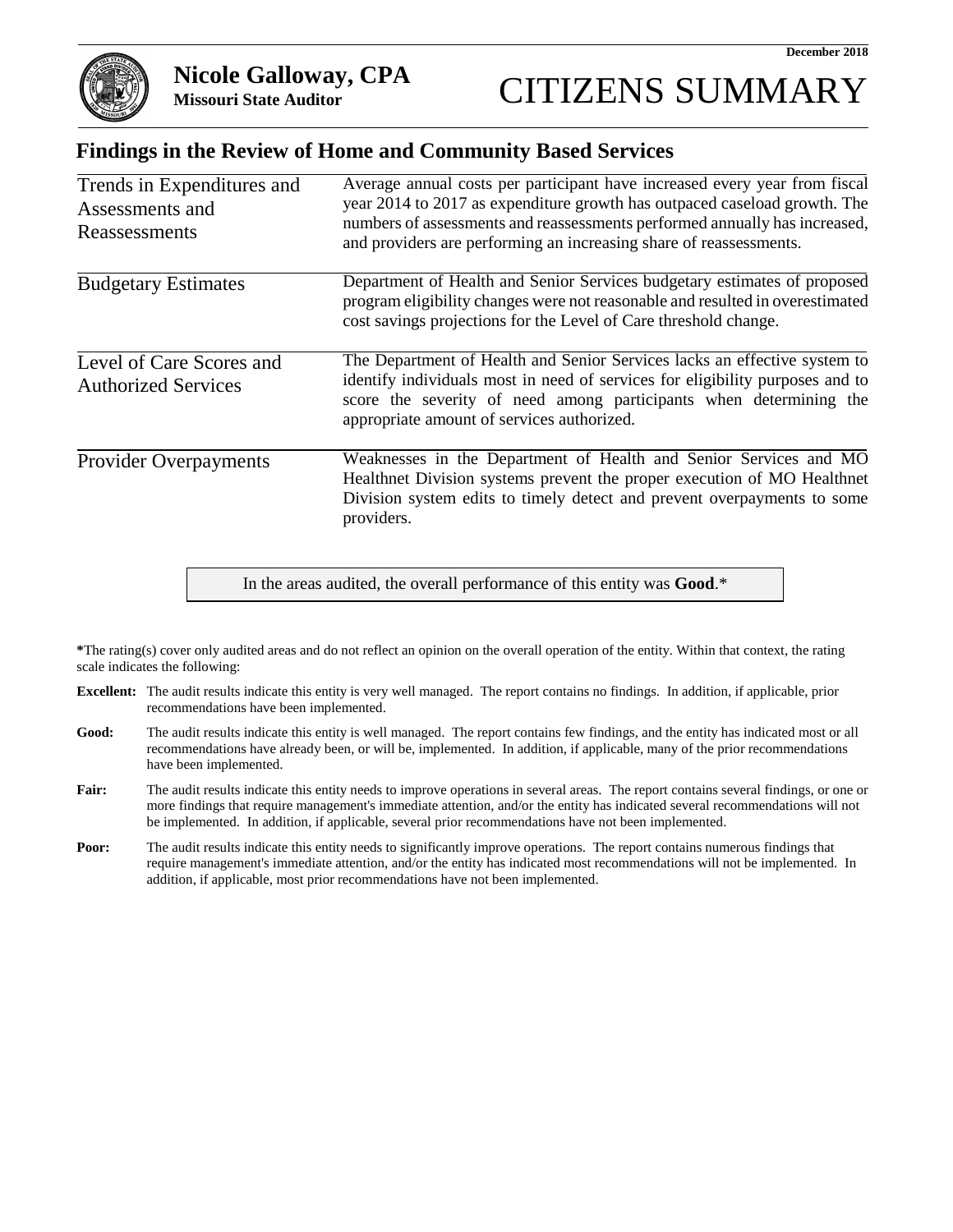December 2018

**Nicole Galloway, CPA**
**Missouri State Auditor**

# CITIZENS SUMMARY

## Findings in the Review of Home and Community Based Services

| | |
|---|---|
| Trends in Expenditures and Assessments and Reassessments | Average annual costs per participant have increased every year from fiscal year 2014 to 2017 as expenditure growth has outpaced caseload growth. The numbers of assessments and reassessments performed annually has increased, and providers are performing an increasing share of reassessments. |
| Budgetary Estimates | Department of Health and Senior Services budgetary estimates of proposed program eligibility changes were not reasonable and resulted in overestimated cost savings projections for the Level of Care threshold change. |
| Level of Care Scores and Authorized Services | The Department of Health and Senior Services lacks an effective system to identify individuals most in need of services for eligibility purposes and to score the severity of need among participants when determining the appropriate amount of services authorized. |
| Provider Overpayments | Weaknesses in the Department of Health and Senior Services and MO Healthnet Division systems prevent the proper execution of MO Healthnet Division system edits to timely detect and prevent overpayments to some providers. |

In the areas audited, the overall performance of this entity was **Good**.*

***The rating(s) cover only audited areas and do not reflect an opinion on the overall operation of the entity. Within that context, the rating scale indicates the following:

**Excellent:** The audit results indicate this entity is very well managed. The report contains no findings. In addition, if applicable, prior recommendations have been implemented.

**Good:** The audit results indicate this entity is well managed. The report contains few findings, and the entity has indicated most or all recommendations have already been, or will be, implemented. In addition, if applicable, many of the prior recommendations have been implemented.

**Fair:** The audit results indicate this entity needs to improve operations in several areas. The report contains several findings, or one or more findings that require management's immediate attention, and/or the entity has indicated several recommendations will not be implemented. In addition, if applicable, several prior recommendations have not been implemented.

**Poor:** The audit results indicate this entity needs to significantly improve operations. The report contains numerous findings that require management's immediate attention, and/or the entity has indicated most recommendations will not be implemented. In addition, if applicable, most prior recommendations have not been implemented.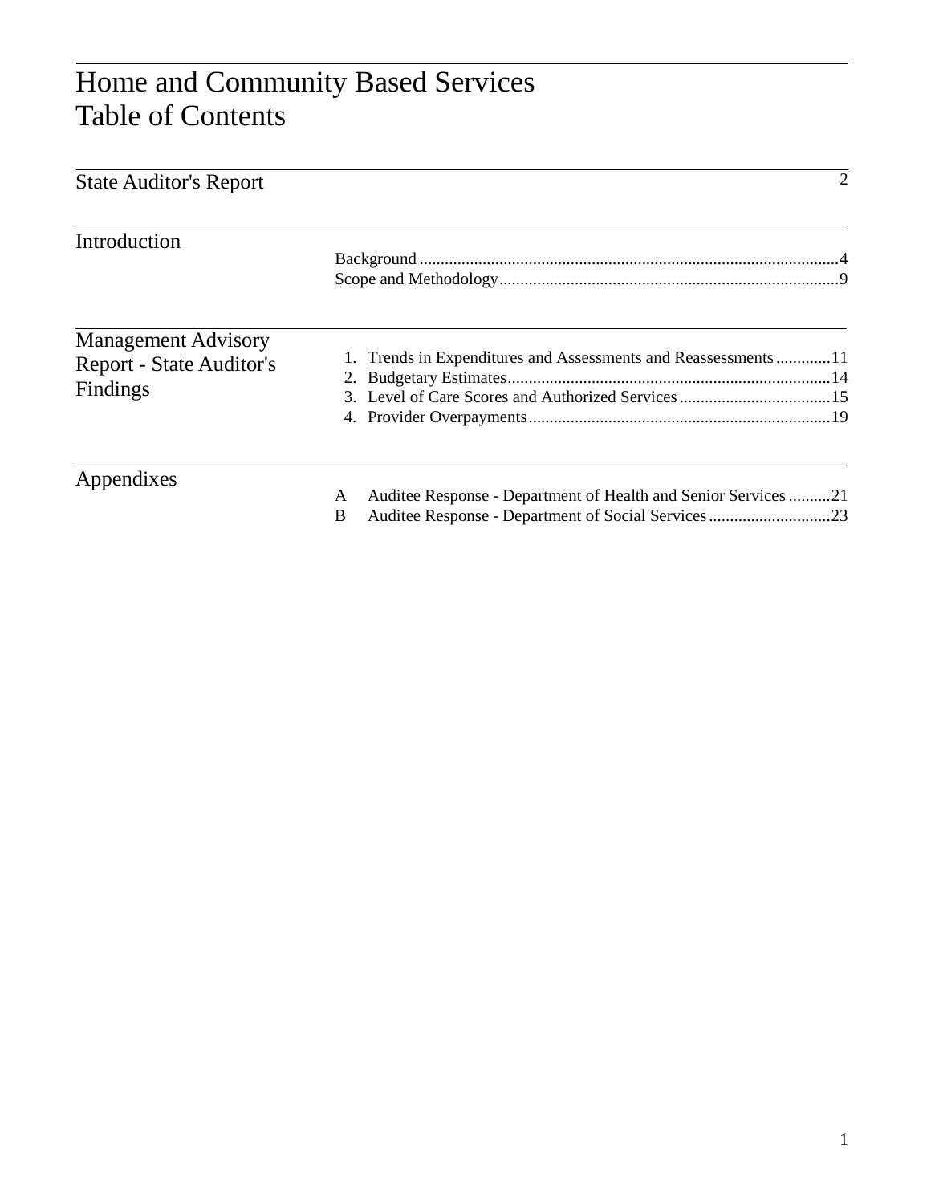# Home and Community Based Services
# Table of Contents

| | | |
|---|---|---|
| **State Auditor's Report** | | 2 |
| **Introduction** | Background | 4 |
| | Scope and Methodology | 9 |
| **Management Advisory Report - State Auditor's Findings** | 1. Trends in Expenditures and Assessments and Reassessments | 11 |
| | 2. Budgetary Estimates | 14 |
| | 3. Level of Care Scores and Authorized Services | 15 |
| | 4. Provider Overpayments | 19 |
| **Appendixes** | A Auditee Response - Department of Health and Senior Services | 21 |
| | B Auditee Response - Department of Social Services | 23 |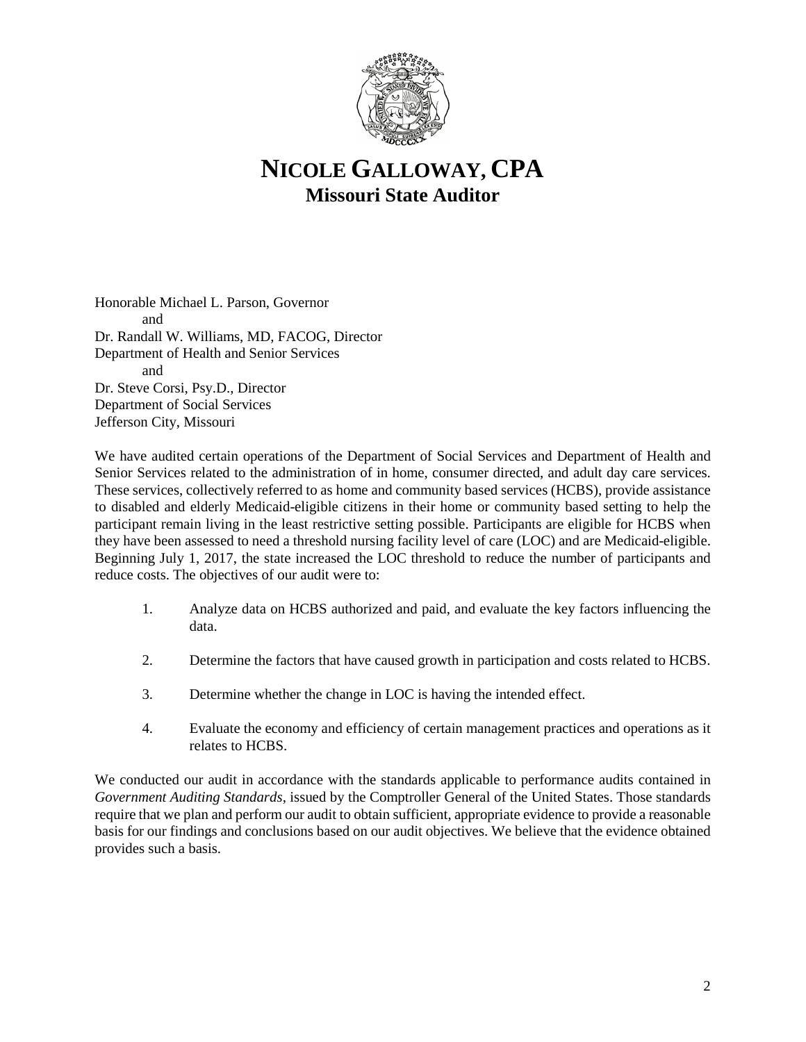# NICOLE GALLOWAY, CPA

## Missouri State Auditor

Honorable Michael L. Parson, Governor
and
Dr. Randall W. Williams, MD, FACOG, Director
Department of Health and Senior Services
and
Dr. Steve Corsi, Psy.D., Director
Department of Social Services
Jefferson City, Missouri

We have audited certain operations of the Department of Social Services and Department of Health and Senior Services related to the administration of in home, consumer directed, and adult day care services. These services, collectively referred to as home and community based services (HCBS), provide assistance to disabled and elderly Medicaid-eligible citizens in their home or community based setting to help the participant remain living in the least restrictive setting possible. Participants are eligible for HCBS when they have been assessed to need a threshold nursing facility level of care (LOC) and are Medicaid-eligible. Beginning July 1, 2017, the state increased the LOC threshold to reduce the number of participants and reduce costs. The objectives of our audit were to:

1. Analyze data on HCBS authorized and paid, and evaluate the key factors influencing the data.
2. Determine the factors that have caused growth in participation and costs related to HCBS.
3. Determine whether the change in LOC is having the intended effect.
4. Evaluate the economy and efficiency of certain management practices and operations as it relates to HCBS.

We conducted our audit in accordance with the standards applicable to performance audits contained in *Government Auditing Standards*, issued by the Comptroller General of the United States. Those standards require that we plan and perform our audit to obtain sufficient, appropriate evidence to provide a reasonable basis for our findings and conclusions based on our audit objectives. We believe that the evidence obtained provides such a basis.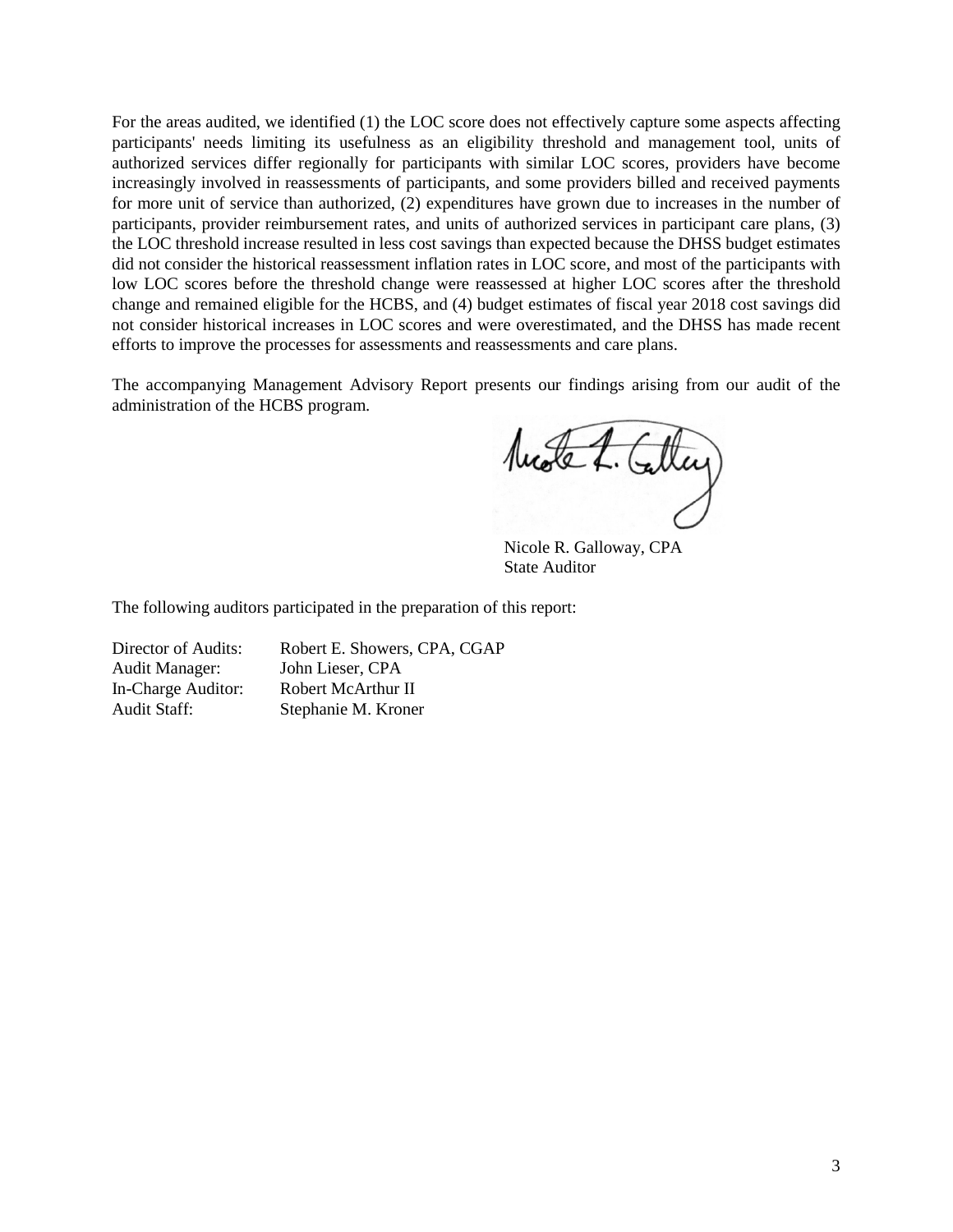For the areas audited, we identified (1) the LOC score does not effectively capture some aspects affecting participants' needs limiting its usefulness as an eligibility threshold and management tool, units of authorized services differ regionally for participants with similar LOC scores, providers have become increasingly involved in reassessments of participants, and some providers billed and received payments for more unit of service than authorized, (2) expenditures have grown due to increases in the number of participants, provider reimbursement rates, and units of authorized services in participant care plans, (3) the LOC threshold increase resulted in less cost savings than expected because the DHSS budget estimates did not consider the historical reassessment inflation rates in LOC score, and most of the participants with low LOC scores before the threshold change were reassessed at higher LOC scores after the threshold change and remained eligible for the HCBS, and (4) budget estimates of fiscal year 2018 cost savings did not consider historical increases in LOC scores and were overestimated, and the DHSS has made recent efforts to improve the processes for assessments and reassessments and care plans.

The accompanying Management Advisory Report presents our findings arising from our audit of the administration of the HCBS program.

Nicole R. Galloway, CPA
State Auditor

The following auditors participated in the preparation of this report:

| | |
|---|---|
| Director of Audits: | Robert E. Showers, CPA, CGAP |
| Audit Manager: | John Lieser, CPA |
| In-Charge Auditor: | Robert McArthur II |
| Audit Staff: | Stephanie M. Kroner |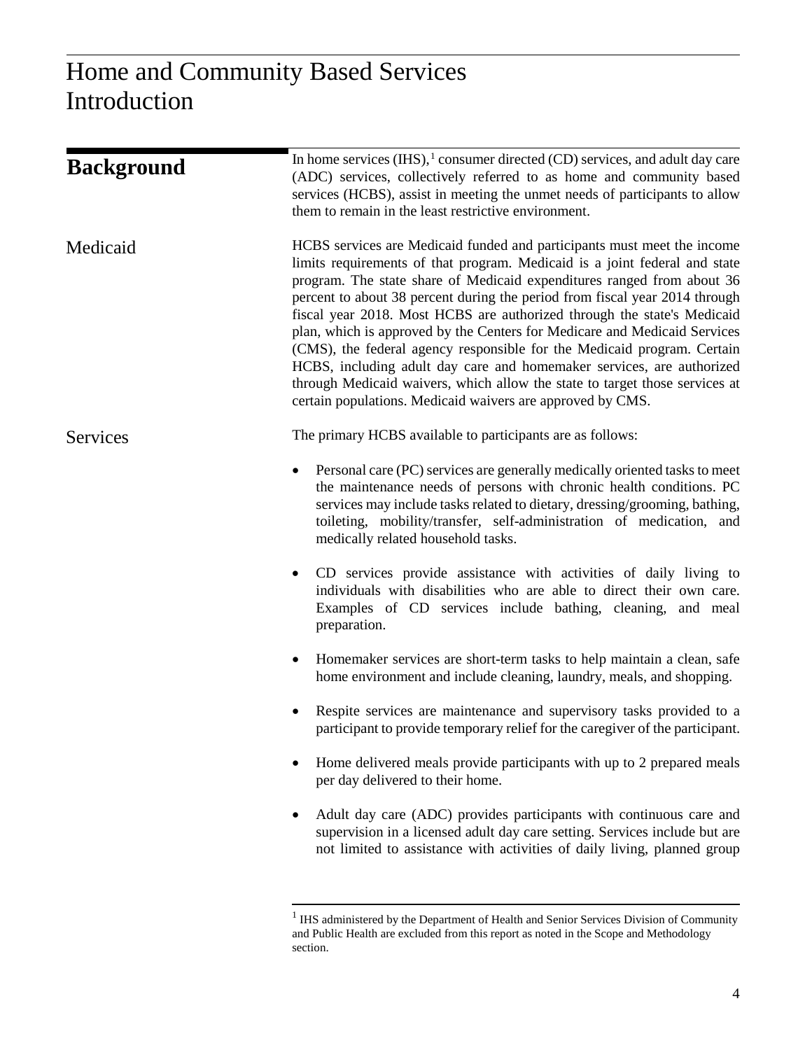# Home and Community Based Services Introduction

## Background

In home services (IHS),[1] consumer directed (CD) services, and adult day care (ADC) services, collectively referred to as home and community based services (HCBS), assist in meeting the unmet needs of participants to allow them to remain in the least restrictive environment.

### Medicaid

HCBS services are Medicaid funded and participants must meet the income limits requirements of that program. Medicaid is a joint federal and state program. The state share of Medicaid expenditures ranged from about 36 percent to about 38 percent during the period from fiscal year 2014 through fiscal year 2018. Most HCBS are authorized through the state's Medicaid plan, which is approved by the Centers for Medicare and Medicaid Services (CMS), the federal agency responsible for the Medicaid program. Certain HCBS, including adult day care and homemaker services, are authorized through Medicaid waivers, which allow the state to target those services at certain populations. Medicaid waivers are approved by CMS.

### Services

The primary HCBS available to participants are as follows:

- Personal care (PC) services are generally medically oriented tasks to meet the maintenance needs of persons with chronic health conditions. PC services may include tasks related to dietary, dressing/grooming, bathing, toileting, mobility/transfer, self-administration of medication, and medically related household tasks.
- CD services provide assistance with activities of daily living to individuals with disabilities who are able to direct their own care. Examples of CD services include bathing, cleaning, and meal preparation.
- Homemaker services are short-term tasks to help maintain a clean, safe home environment and include cleaning, laundry, meals, and shopping.
- Respite services are maintenance and supervisory tasks provided to a participant to provide temporary relief for the caregiver of the participant.
- Home delivered meals provide participants with up to 2 prepared meals per day delivered to their home.
- Adult day care (ADC) provides participants with continuous care and supervision in a licensed adult day care setting. Services include but are not limited to assistance with activities of daily living, planned group

[1] IHS administered by the Department of Health and Senior Services Division of Community and Public Health are excluded from this report as noted in the Scope and Methodology section.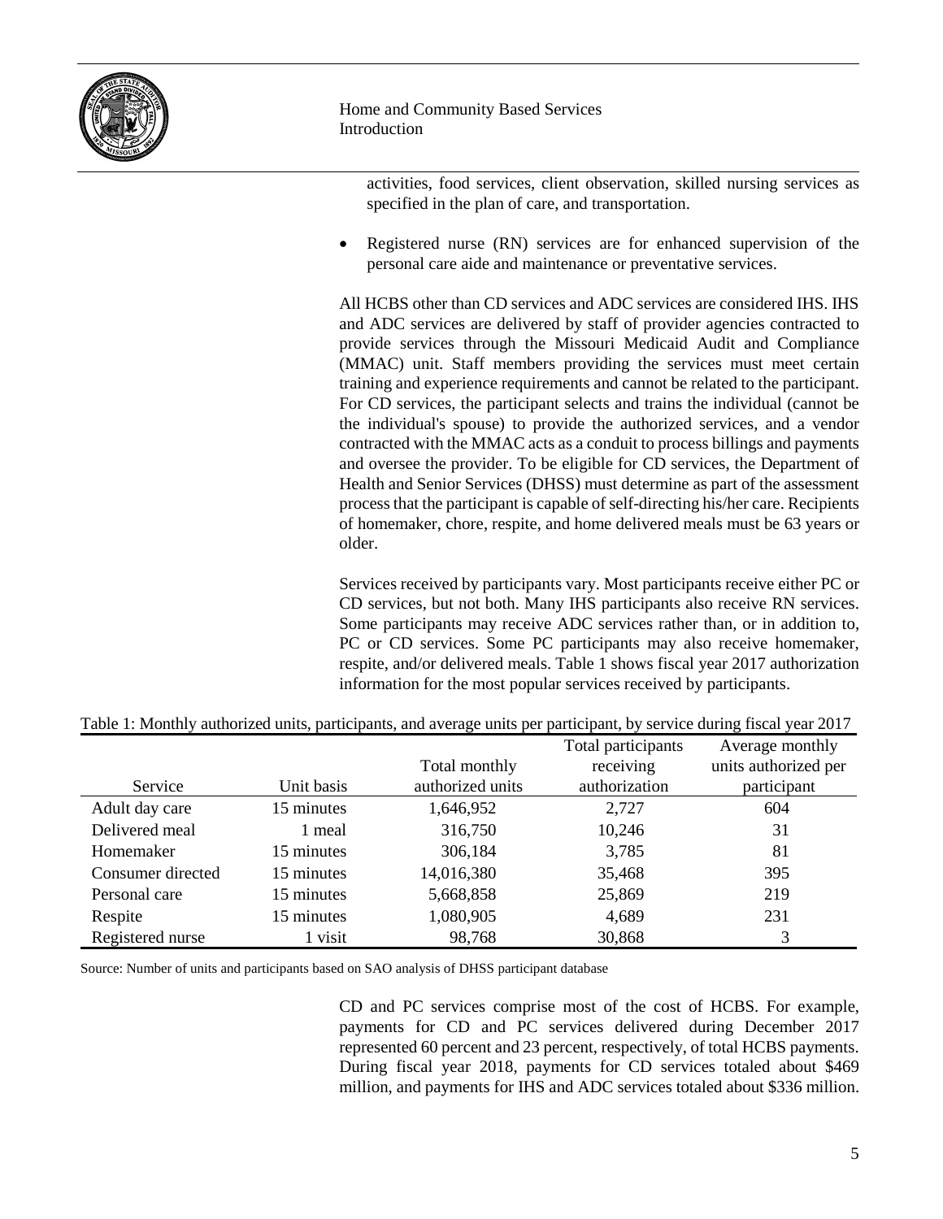activities, food services, client observation, skilled nursing services as specified in the plan of care, and transportation.

- Registered nurse (RN) services are for enhanced supervision of the personal care aide and maintenance or preventative services.

All HCBS other than CD services and ADC services are considered IHS. IHS and ADC services are delivered by staff of provider agencies contracted to provide services through the Missouri Medicaid Audit and Compliance (MMAC) unit. Staff members providing the services must meet certain training and experience requirements and cannot be related to the participant. For CD services, the participant selects and trains the individual (cannot be the individual's spouse) to provide the authorized services, and a vendor contracted with the MMAC acts as a conduit to process billings and payments and oversee the provider. To be eligible for CD services, the Department of Health and Senior Services (DHSS) must determine as part of the assessment process that the participant is capable of self-directing his/her care. Recipients of homemaker, chore, respite, and home delivered meals must be 63 years or older.

Services received by participants vary. Most participants receive either PC or CD services, but not both. Many IHS participants also receive RN services. Some participants may receive ADC services rather than, or in addition to, PC or CD services. Some PC participants may also receive homemaker, respite, and/or delivered meals. Table 1 shows fiscal year 2017 authorization information for the most popular services received by participants.

Table 1: Monthly authorized units, participants, and average units per participant, by service during fiscal year 2017

| Service | Unit basis | Total monthly authorized units | Total participants receiving authorization | Average monthly units authorized per participant |
|---|---|---|---|---|
| Adult day care | 15 minutes | 1,646,952 | 2,727 | 604 |
| Delivered meal | 1 meal | 316,750 | 10,246 | 31 |
| Homemaker | 15 minutes | 306,184 | 3,785 | 81 |
| Consumer directed | 15 minutes | 14,016,380 | 35,468 | 395 |
| Personal care | 15 minutes | 5,668,858 | 25,869 | 219 |
| Respite | 15 minutes | 1,080,905 | 4,689 | 231 |
| Registered nurse | 1 visit | 98,768 | 30,868 | 3 |

Source: Number of units and participants based on SAO analysis of DHSS participant database

CD and PC services comprise most of the cost of HCBS. For example, payments for CD and PC services delivered during December 2017 represented 60 percent and 23 percent, respectively, of total HCBS payments. During fiscal year 2018, payments for CD services totaled about $469 million, and payments for IHS and ADC services totaled about $336 million.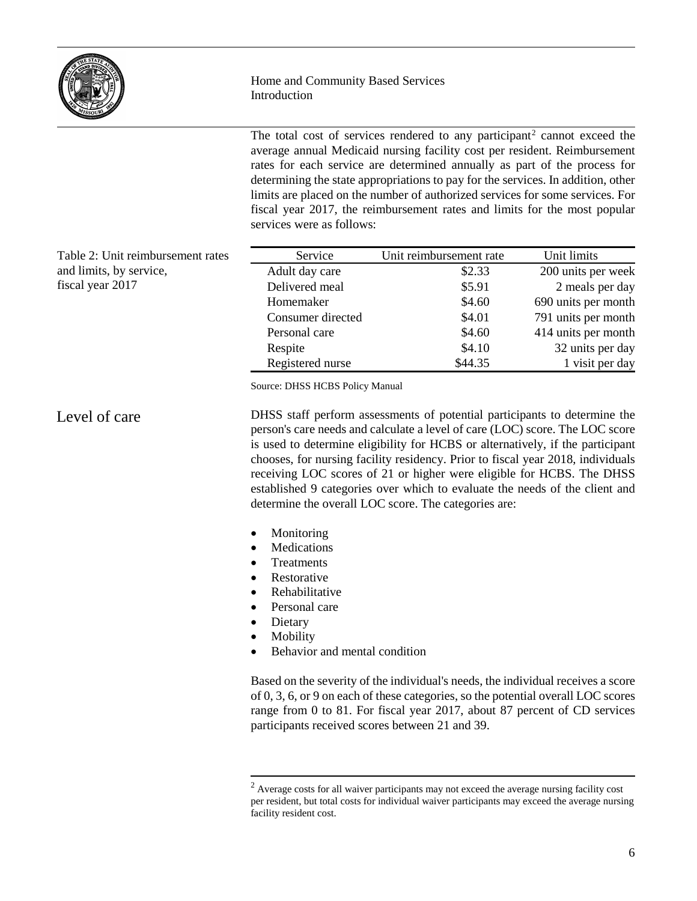The total cost of services rendered to any participant[2] cannot exceed the average annual Medicaid nursing facility cost per resident. Reimbursement rates for each service are determined annually as part of the process for determining the state appropriations to pay for the services. In addition, other limits are placed on the number of authorized services for some services. For fiscal year 2017, the reimbursement rates and limits for the most popular services were as follows:

Table 2: Unit reimbursement rates and limits, by service, fiscal year 2017

| Service | Unit reimbursement rate | Unit limits |
|---|---|---|
| Adult day care | $2.33 | 200 units per week |
| Delivered meal | $5.91 | 2 meals per day |
| Homemaker | $4.60 | 690 units per month |
| Consumer directed | $4.01 | 791 units per month |
| Personal care | $4.60 | 414 units per month |
| Respite | $4.10 | 32 units per day |
| Registered nurse | $44.35 | 1 visit per day |

Source: DHSS HCBS Policy Manual

## Level of care

DHSS staff perform assessments of potential participants to determine the person's care needs and calculate a level of care (LOC) score. The LOC score is used to determine eligibility for HCBS or alternatively, if the participant chooses, for nursing facility residency. Prior to fiscal year 2018, individuals receiving LOC scores of 21 or higher were eligible for HCBS. The DHSS established 9 categories over which to evaluate the needs of the client and determine the overall LOC score. The categories are:

- Monitoring
- Medications
- Treatments
- Restorative
- Rehabilitative
- Personal care
- Dietary
- Mobility
- Behavior and mental condition

Based on the severity of the individual's needs, the individual receives a score of 0, 3, 6, or 9 on each of these categories, so the potential overall LOC scores range from 0 to 81. For fiscal year 2017, about 87 percent of CD services participants received scores between 21 and 39.

[2] Average costs for all waiver participants may not exceed the average nursing facility cost per resident, but total costs for individual waiver participants may exceed the average nursing facility resident cost.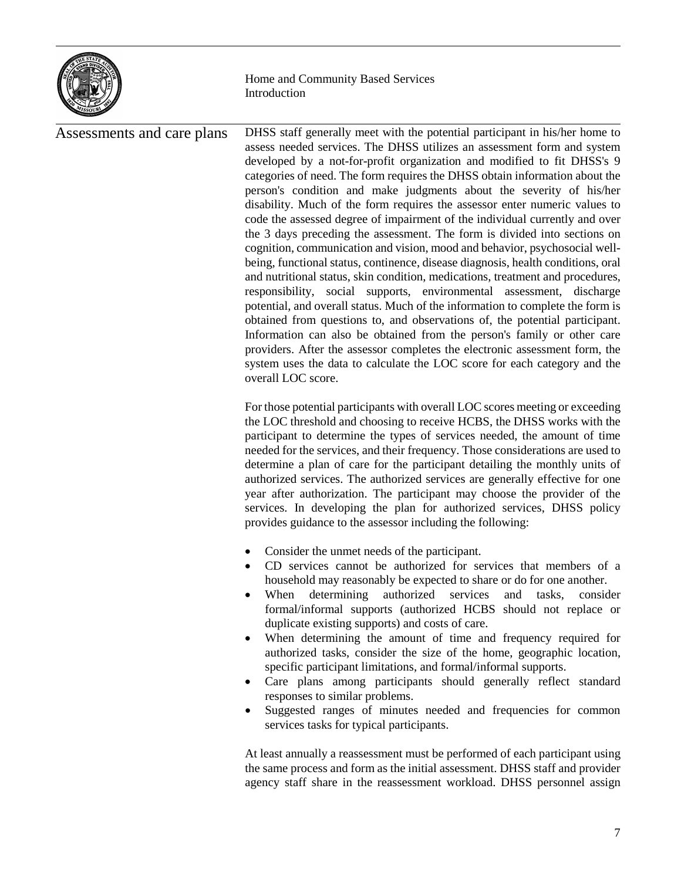## Assessments and care plans

DHSS staff generally meet with the potential participant in his/her home to assess needed services. The DHSS utilizes an assessment form and system developed by a not-for-profit organization and modified to fit DHSS's 9 categories of need. The form requires the DHSS obtain information about the person's condition and make judgments about the severity of his/her disability. Much of the form requires the assessor enter numeric values to code the assessed degree of impairment of the individual currently and over the 3 days preceding the assessment. The form is divided into sections on cognition, communication and vision, mood and behavior, psychosocial well-being, functional status, continence, disease diagnosis, health conditions, oral and nutritional status, skin condition, medications, treatment and procedures, responsibility, social supports, environmental assessment, discharge potential, and overall status. Much of the information to complete the form is obtained from questions to, and observations of, the potential participant. Information can also be obtained from the person's family or other care providers. After the assessor completes the electronic assessment form, the system uses the data to calculate the LOC score for each category and the overall LOC score.

For those potential participants with overall LOC scores meeting or exceeding the LOC threshold and choosing to receive HCBS, the DHSS works with the participant to determine the types of services needed, the amount of time needed for the services, and their frequency. Those considerations are used to determine a plan of care for the participant detailing the monthly units of authorized services. The authorized services are generally effective for one year after authorization. The participant may choose the provider of the services. In developing the plan for authorized services, DHSS policy provides guidance to the assessor including the following:

- Consider the unmet needs of the participant.
- CD services cannot be authorized for services that members of a household may reasonably be expected to share or do for one another.
- When determining authorized services and tasks, consider formal/informal supports (authorized HCBS should not replace or duplicate existing supports) and costs of care.
- When determining the amount of time and frequency required for authorized tasks, consider the size of the home, geographic location, specific participant limitations, and formal/informal supports.
- Care plans among participants should generally reflect standard responses to similar problems.
- Suggested ranges of minutes needed and frequencies for common services tasks for typical participants.

At least annually a reassessment must be performed of each participant using the same process and form as the initial assessment. DHSS staff and provider agency staff share in the reassessment workload. DHSS personnel assign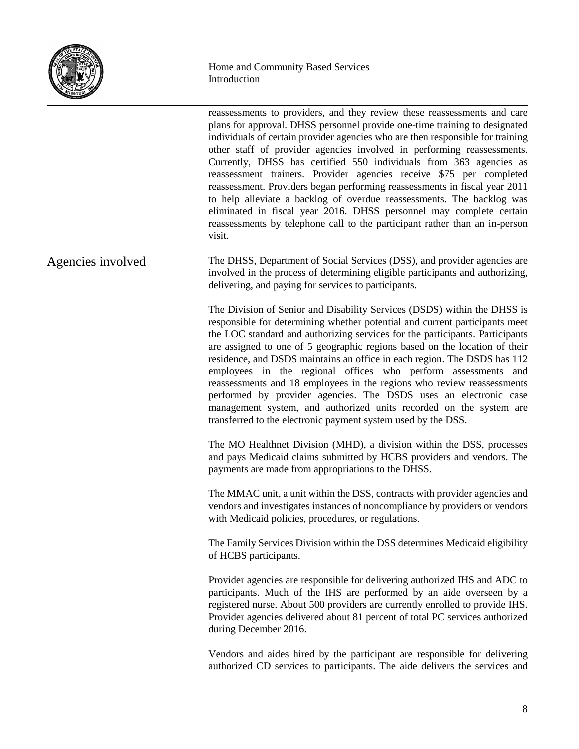reassessments to providers, and they review these reassessments and care plans for approval. DHSS personnel provide one-time training to designated individuals of certain provider agencies who are then responsible for training other staff of provider agencies involved in performing reassessments. Currently, DHSS has certified 550 individuals from 363 agencies as reassessment trainers. Provider agencies receive $75 per completed reassessment. Providers began performing reassessments in fiscal year 2011 to help alleviate a backlog of overdue reassessments. The backlog was eliminated in fiscal year 2016. DHSS personnel may complete certain reassessments by telephone call to the participant rather than an in-person visit.

## Agencies involved

The DHSS, Department of Social Services (DSS), and provider agencies are involved in the process of determining eligible participants and authorizing, delivering, and paying for services to participants.

The Division of Senior and Disability Services (DSDS) within the DHSS is responsible for determining whether potential and current participants meet the LOC standard and authorizing services for the participants. Participants are assigned to one of 5 geographic regions based on the location of their residence, and DSDS maintains an office in each region. The DSDS has 112 employees in the regional offices who perform assessments and reassessments and 18 employees in the regions who review reassessments performed by provider agencies. The DSDS uses an electronic case management system, and authorized units recorded on the system are transferred to the electronic payment system used by the DSS.

The MO Healthnet Division (MHD), a division within the DSS, processes and pays Medicaid claims submitted by HCBS providers and vendors. The payments are made from appropriations to the DHSS.

The MMAC unit, a unit within the DSS, contracts with provider agencies and vendors and investigates instances of noncompliance by providers or vendors with Medicaid policies, procedures, or regulations.

The Family Services Division within the DSS determines Medicaid eligibility of HCBS participants.

Provider agencies are responsible for delivering authorized IHS and ADC to participants. Much of the IHS are performed by an aide overseen by a registered nurse. About 500 providers are currently enrolled to provide IHS. Provider agencies delivered about 81 percent of total PC services authorized during December 2016.

Vendors and aides hired by the participant are responsible for delivering authorized CD services to participants. The aide delivers the services and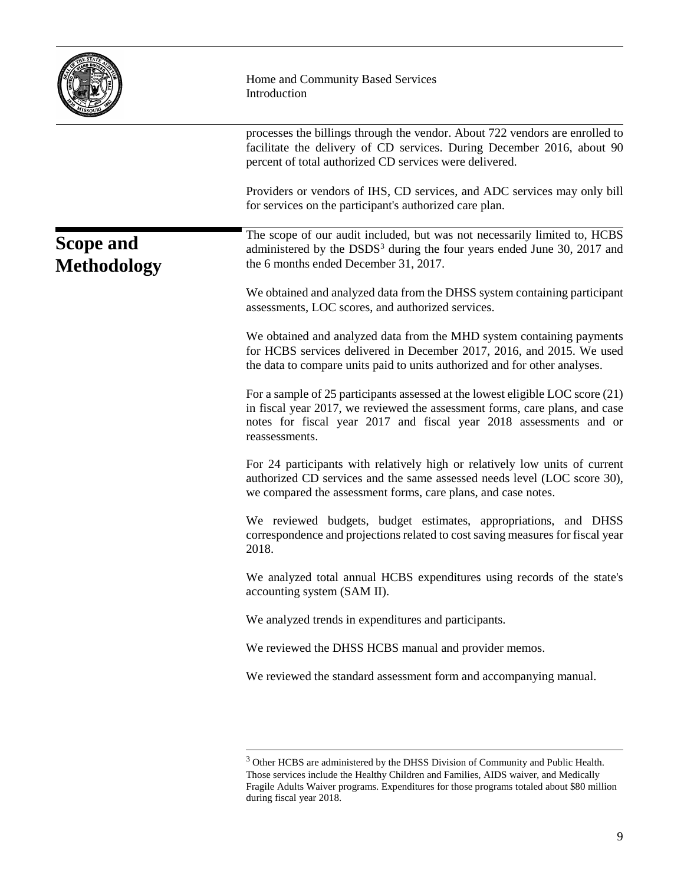processes the billings through the vendor. About 722 vendors are enrolled to facilitate the delivery of CD services. During December 2016, about 90 percent of total authorized CD services were delivered.

Providers or vendors of IHS, CD services, and ADC services may only bill for services on the participant's authorized care plan.

## Scope and Methodology

The scope of our audit included, but was not necessarily limited to, HCBS administered by the DSDS[3] during the four years ended June 30, 2017 and the 6 months ended December 31, 2017.

We obtained and analyzed data from the DHSS system containing participant assessments, LOC scores, and authorized services.

We obtained and analyzed data from the MHD system containing payments for HCBS services delivered in December 2017, 2016, and 2015. We used the data to compare units paid to units authorized and for other analyses.

For a sample of 25 participants assessed at the lowest eligible LOC score (21) in fiscal year 2017, we reviewed the assessment forms, care plans, and case notes for fiscal year 2017 and fiscal year 2018 assessments and or reassessments.

For 24 participants with relatively high or relatively low units of current authorized CD services and the same assessed needs level (LOC score 30), we compared the assessment forms, care plans, and case notes.

We reviewed budgets, budget estimates, appropriations, and DHSS correspondence and projections related to cost saving measures for fiscal year 2018.

We analyzed total annual HCBS expenditures using records of the state's accounting system (SAM II).

We analyzed trends in expenditures and participants.

We reviewed the DHSS HCBS manual and provider memos.

We reviewed the standard assessment form and accompanying manual.

[3] Other HCBS are administered by the DHSS Division of Community and Public Health. Those services include the Healthy Children and Families, AIDS waiver, and Medically Fragile Adults Waiver programs. Expenditures for those programs totaled about $80 million during fiscal year 2018.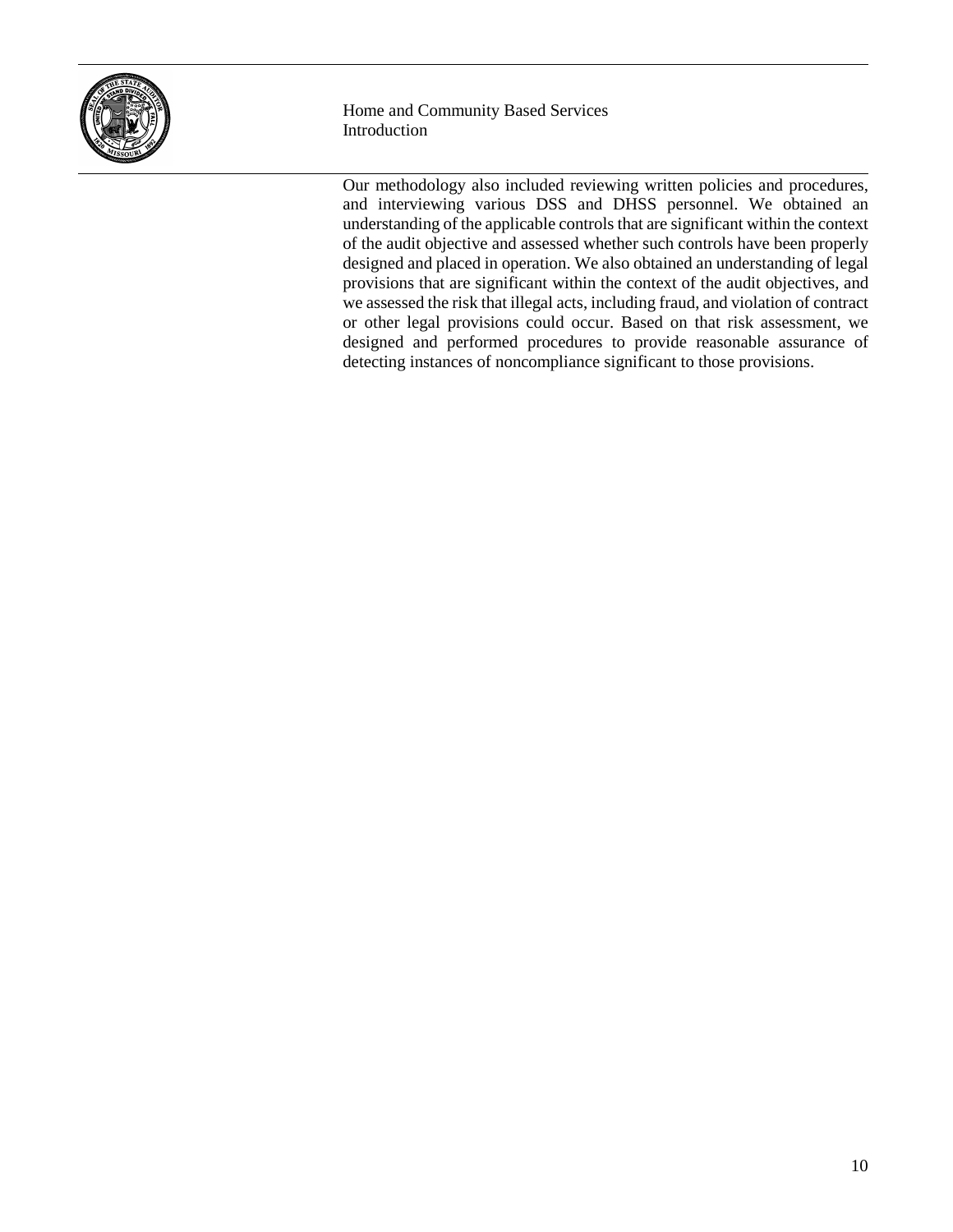Our methodology also included reviewing written policies and procedures, and interviewing various DSS and DHSS personnel. We obtained an understanding of the applicable controls that are significant within the context of the audit objective and assessed whether such controls have been properly designed and placed in operation. We also obtained an understanding of legal provisions that are significant within the context of the audit objectives, and we assessed the risk that illegal acts, including fraud, and violation of contract or other legal provisions could occur. Based on that risk assessment, we designed and performed procedures to provide reasonable assurance of detecting instances of noncompliance significant to those provisions.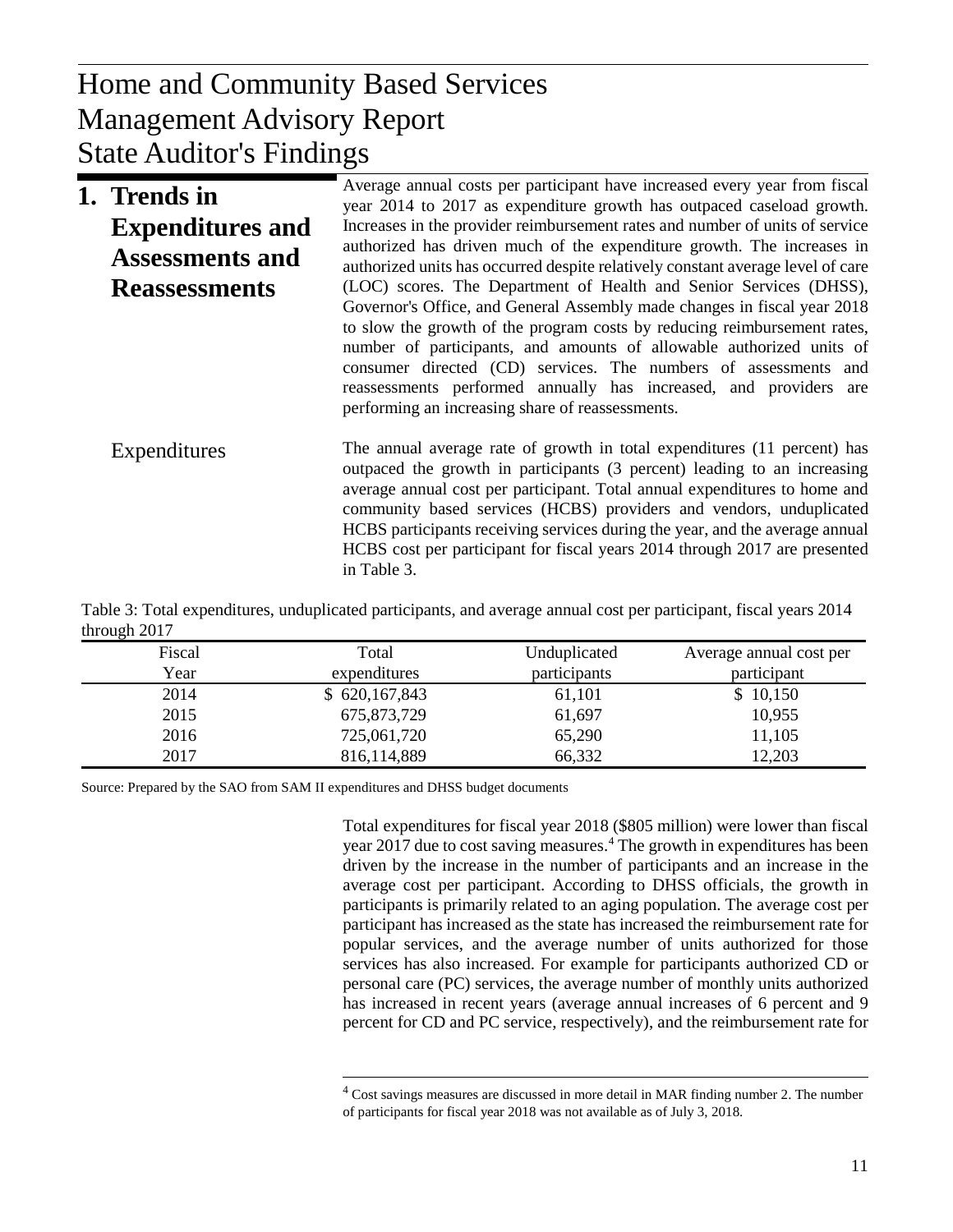# Home and Community Based Services Management Advisory Report State Auditor's Findings

## 1. Trends in Expenditures and Assessments and Reassessments

Average annual costs per participant have increased every year from fiscal year 2014 to 2017 as expenditure growth has outpaced caseload growth. Increases in the provider reimbursement rates and number of units of service authorized has driven much of the expenditure growth. The increases in authorized units has occurred despite relatively constant average level of care (LOC) scores. The Department of Health and Senior Services (DHSS), Governor's Office, and General Assembly made changes in fiscal year 2018 to slow the growth of the program costs by reducing reimbursement rates, number of participants, and amounts of allowable authorized units of consumer directed (CD) services. The numbers of assessments and reassessments performed annually has increased, and providers are performing an increasing share of reassessments.

### Expenditures

The annual average rate of growth in total expenditures (11 percent) has outpaced the growth in participants (3 percent) leading to an increasing average annual cost per participant. Total annual expenditures to home and community based services (HCBS) providers and vendors, unduplicated HCBS participants receiving services during the year, and the average annual HCBS cost per participant for fiscal years 2014 through 2017 are presented in Table 3.

Table 3: Total expenditures, unduplicated participants, and average annual cost per participant, fiscal years 2014 through 2017

| Fiscal Year | Total expenditures | Unduplicated participants | Average annual cost per participant |
|---|---|---|---|
| 2014 | $ 620,167,843 | 61,101 | $ 10,150 |
| 2015 | 675,873,729 | 61,697 | 10,955 |
| 2016 | 725,061,720 | 65,290 | 11,105 |
| 2017 | 816,114,889 | 66,332 | 12,203 |

Source: Prepared by the SAO from SAM II expenditures and DHSS budget documents

Total expenditures for fiscal year 2018 ($805 million) were lower than fiscal year 2017 due to cost saving measures.[4] The growth in expenditures has been driven by the increase in the number of participants and an increase in the average cost per participant. According to DHSS officials, the growth in participants is primarily related to an aging population. The average cost per participant has increased as the state has increased the reimbursement rate for popular services, and the average number of units authorized for those services has also increased. For example for participants authorized CD or personal care (PC) services, the average number of monthly units authorized has increased in recent years (average annual increases of 6 percent and 9 percent for CD and PC service, respectively), and the reimbursement rate for

[4] Cost savings measures are discussed in more detail in MAR finding number 2. The number of participants for fiscal year 2018 was not available as of July 3, 2018.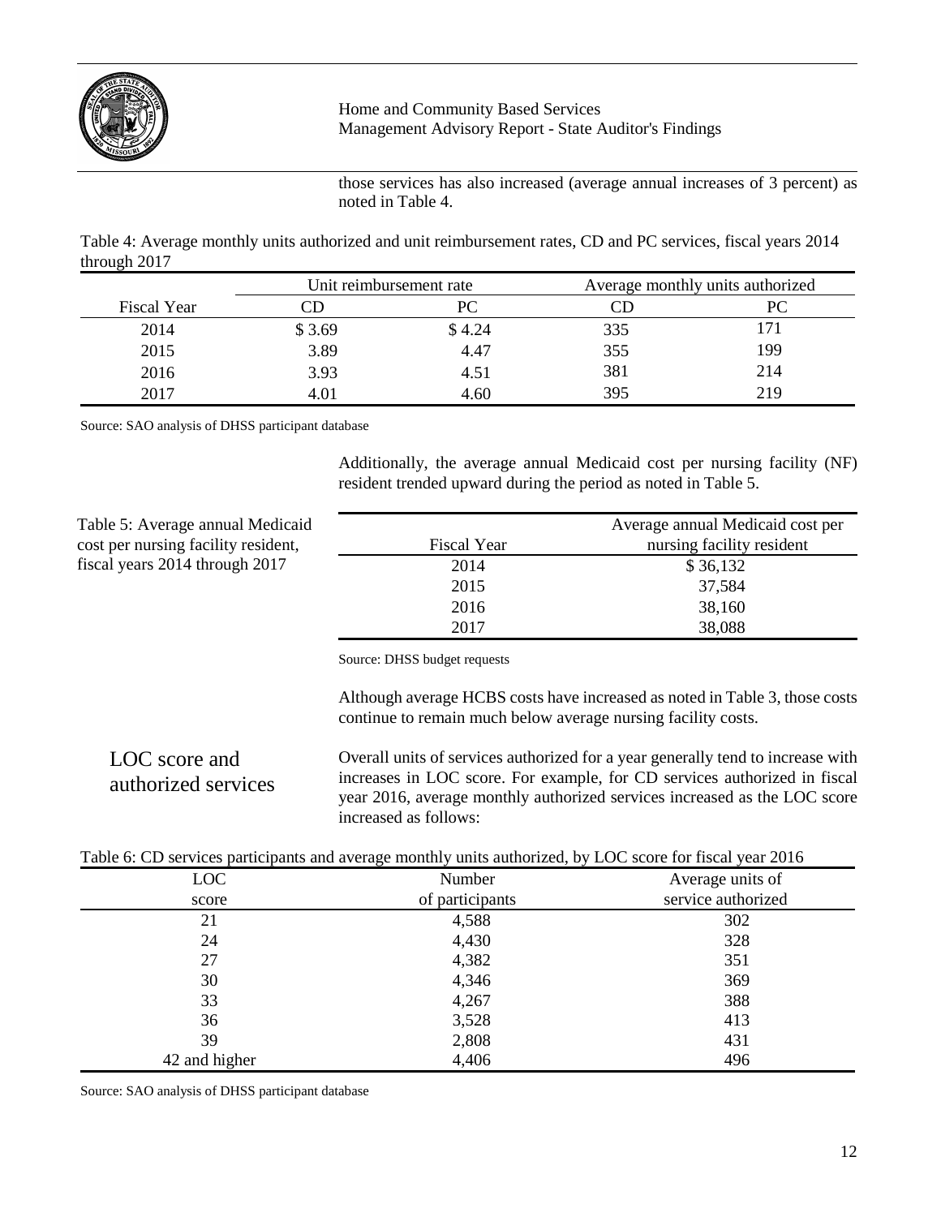those services has also increased (average annual increases of 3 percent) as noted in Table 4.

Table 4: Average monthly units authorized and unit reimbursement rates, CD and PC services, fiscal years 2014 through 2017

| | Unit reimbursement rate | | Average monthly units authorized | |
|---|---|---|---|---|
| Fiscal Year | CD | PC | CD | PC |
| 2014 | $ 3.69 | $ 4.24 | 335 | 171 |
| 2015 | 3.89 | 4.47 | 355 | 199 |
| 2016 | 3.93 | 4.51 | 381 | 214 |
| 2017 | 4.01 | 4.60 | 395 | 219 |

Source: SAO analysis of DHSS participant database

Additionally, the average annual Medicaid cost per nursing facility (NF) resident trended upward during the period as noted in Table 5.

Table 5: Average annual Medicaid cost per nursing facility resident, fiscal years 2014 through 2017

| Fiscal Year | Average annual Medicaid cost per nursing facility resident |
|---|---|
| 2014 | $ 36,132 |
| 2015 | 37,584 |
| 2016 | 38,160 |
| 2017 | 38,088 |

Source: DHSS budget requests

Although average HCBS costs have increased as noted in Table 3, those costs continue to remain much below average nursing facility costs.

## LOC score and authorized services

Overall units of services authorized for a year generally tend to increase with increases in LOC score. For example, for CD services authorized in fiscal year 2016, average monthly authorized services increased as the LOC score increased as follows:

Table 6: CD services participants and average monthly units authorized, by LOC score for fiscal year 2016

| LOC score | Number of participants | Average units of service authorized |
|---|---|---|
| 21 | 4,588 | 302 |
| 24 | 4,430 | 328 |
| 27 | 4,382 | 351 |
| 30 | 4,346 | 369 |
| 33 | 4,267 | 388 |
| 36 | 3,528 | 413 |
| 39 | 2,808 | 431 |
| 42 and higher | 4,406 | 496 |

Source: SAO analysis of DHSS participant database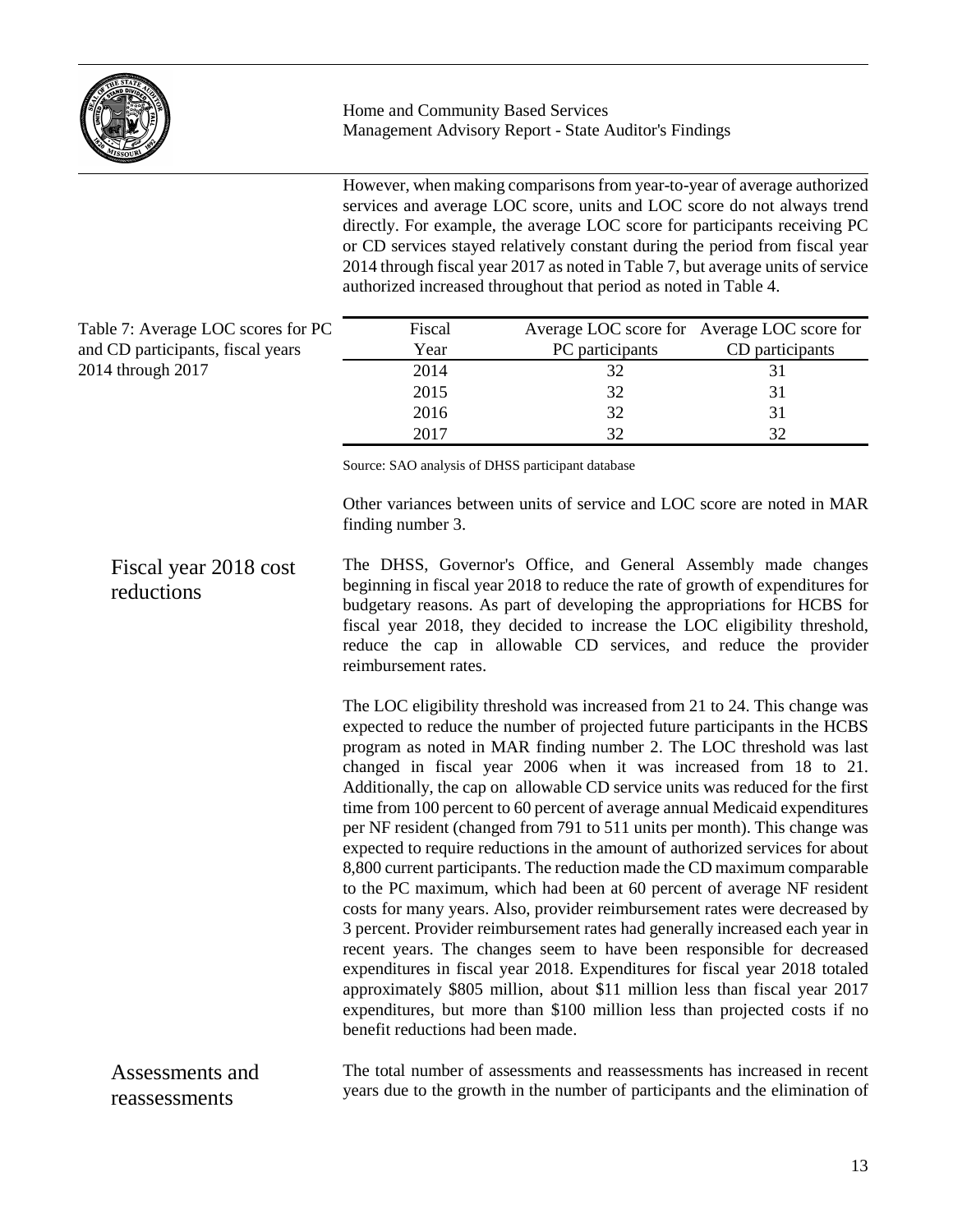However, when making comparisons from year-to-year of average authorized services and average LOC score, units and LOC score do not always trend directly. For example, the average LOC score for participants receiving PC or CD services stayed relatively constant during the period from fiscal year 2014 through fiscal year 2017 as noted in Table 7, but average units of service authorized increased throughout that period as noted in Table 4.

Table 7: Average LOC scores for PC and CD participants, fiscal years 2014 through 2017

| Fiscal Year | Average LOC score for PC participants | Average LOC score for CD participants |
|---|---|---|
| 2014 | 32 | 31 |
| 2015 | 32 | 31 |
| 2016 | 32 | 31 |
| 2017 | 32 | 32 |

Source: SAO analysis of DHSS participant database

Other variances between units of service and LOC score are noted in MAR finding number 3.

## Fiscal year 2018 cost reductions

The DHSS, Governor's Office, and General Assembly made changes beginning in fiscal year 2018 to reduce the rate of growth of expenditures for budgetary reasons. As part of developing the appropriations for HCBS for fiscal year 2018, they decided to increase the LOC eligibility threshold, reduce the cap in allowable CD services, and reduce the provider reimbursement rates.

The LOC eligibility threshold was increased from 21 to 24. This change was expected to reduce the number of projected future participants in the HCBS program as noted in MAR finding number 2. The LOC threshold was last changed in fiscal year 2006 when it was increased from 18 to 21. Additionally, the cap on allowable CD service units was reduced for the first time from 100 percent to 60 percent of average annual Medicaid expenditures per NF resident (changed from 791 to 511 units per month). This change was expected to require reductions in the amount of authorized services for about 8,800 current participants. The reduction made the CD maximum comparable to the PC maximum, which had been at 60 percent of average NF resident costs for many years. Also, provider reimbursement rates were decreased by 3 percent. Provider reimbursement rates had generally increased each year in recent years. The changes seem to have been responsible for decreased expenditures in fiscal year 2018. Expenditures for fiscal year 2018 totaled approximately \$805 million, about \$11 million less than fiscal year 2017 expenditures, but more than \$100 million less than projected costs if no benefit reductions had been made.

## Assessments and reassessments

The total number of assessments and reassessments has increased in recent years due to the growth in the number of participants and the elimination of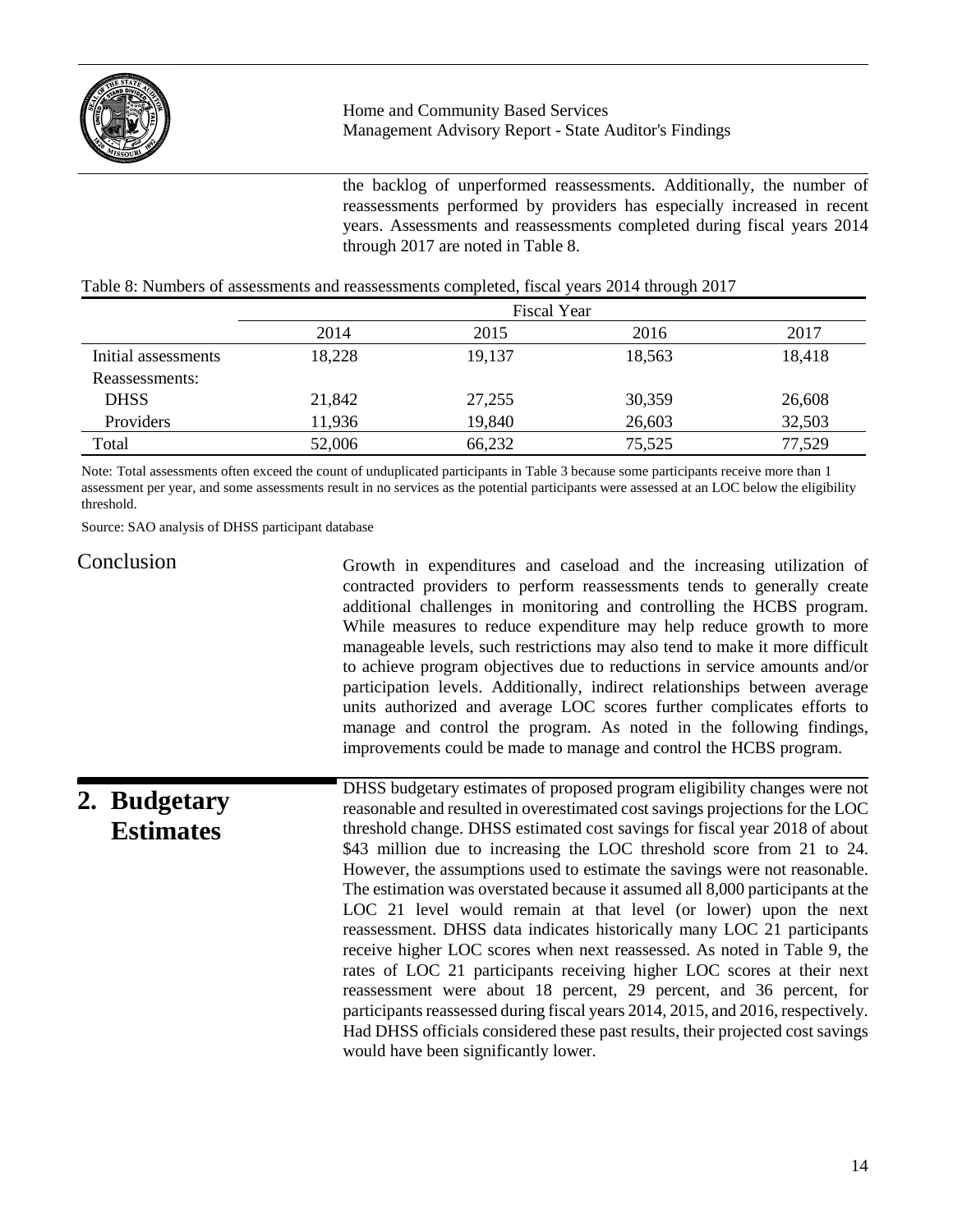the backlog of unperformed reassessments. Additionally, the number of reassessments performed by providers has especially increased in recent years. Assessments and reassessments completed during fiscal years 2014 through 2017 are noted in Table 8.

Table 8: Numbers of assessments and reassessments completed, fiscal years 2014 through 2017

| | Fiscal Year | | | |
|---|---|---|---|---|
| | 2014 | 2015 | 2016 | 2017 |
| Initial assessments | 18,228 | 19,137 | 18,563 | 18,418 |
| Reassessments: | | | | |
| DHSS | 21,842 | 27,255 | 30,359 | 26,608 |
| Providers | 11,936 | 19,840 | 26,603 | 32,503 |
| Total | 52,006 | 66,232 | 75,525 | 77,529 |

Note: Total assessments often exceed the count of unduplicated participants in Table 3 because some participants receive more than 1 assessment per year, and some assessments result in no services as the potential participants were assessed at an LOC below the eligibility threshold.

Source: SAO analysis of DHSS participant database

## Conclusion

Growth in expenditures and caseload and the increasing utilization of contracted providers to perform reassessments tends to generally create additional challenges in monitoring and controlling the HCBS program. While measures to reduce expenditure may help reduce growth to more manageable levels, such restrictions may also tend to make it more difficult to achieve program objectives due to reductions in service amounts and/or participation levels. Additionally, indirect relationships between average units authorized and average LOC scores further complicates efforts to manage and control the program. As noted in the following findings, improvements could be made to manage and control the HCBS program.

# 2. Budgetary Estimates

DHSS budgetary estimates of proposed program eligibility changes were not reasonable and resulted in overestimated cost savings projections for the LOC threshold change. DHSS estimated cost savings for fiscal year 2018 of about $43 million due to increasing the LOC threshold score from 21 to 24. However, the assumptions used to estimate the savings were not reasonable. The estimation was overstated because it assumed all 8,000 participants at the LOC 21 level would remain at that level (or lower) upon the next reassessment. DHSS data indicates historically many LOC 21 participants receive higher LOC scores when next reassessed. As noted in Table 9, the rates of LOC 21 participants receiving higher LOC scores at their next reassessment were about 18 percent, 29 percent, and 36 percent, for participants reassessed during fiscal years 2014, 2015, and 2016, respectively. Had DHSS officials considered these past results, their projected cost savings would have been significantly lower.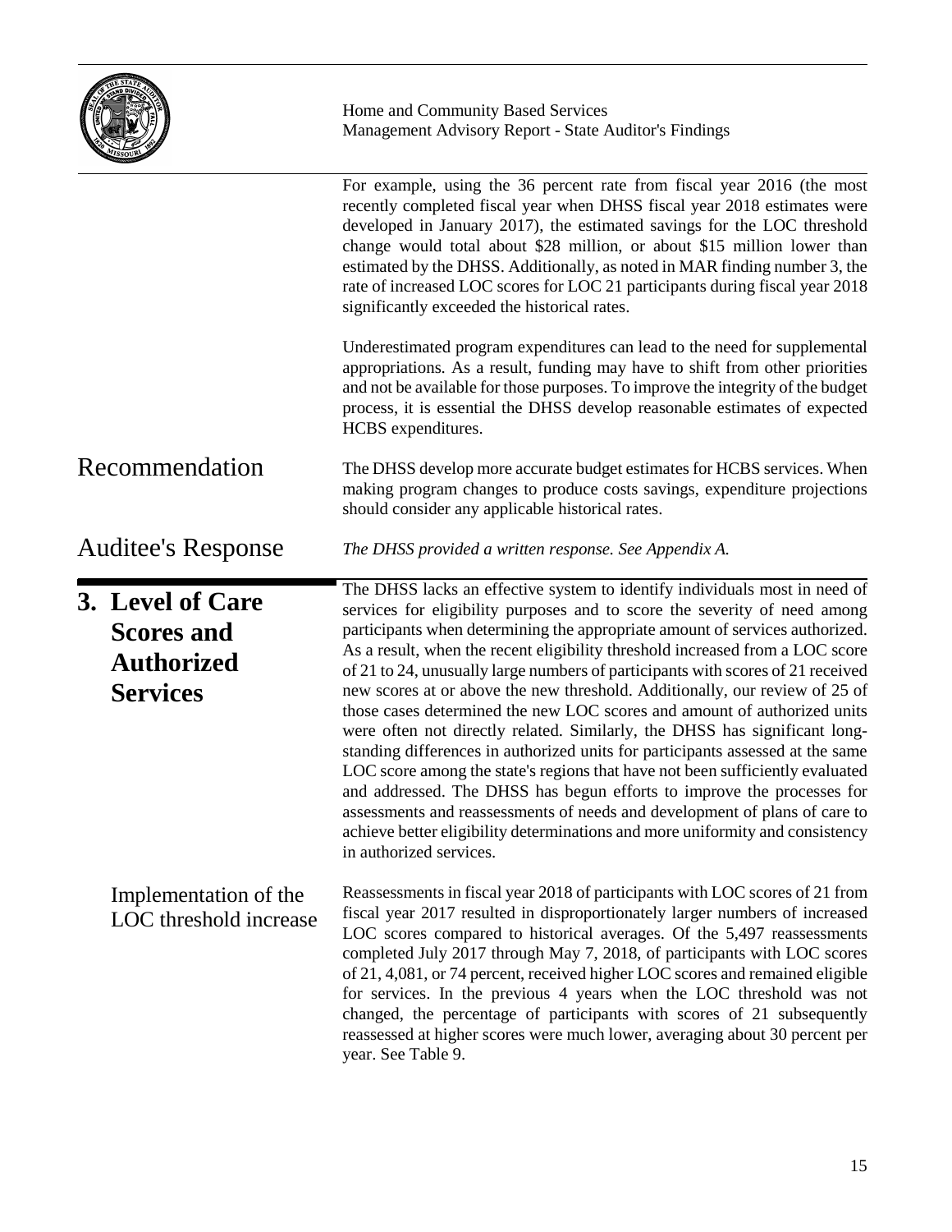For example, using the 36 percent rate from fiscal year 2016 (the most recently completed fiscal year when DHSS fiscal year 2018 estimates were developed in January 2017), the estimated savings for the LOC threshold change would total about $28 million, or about $15 million lower than estimated by the DHSS. Additionally, as noted in MAR finding number 3, the rate of increased LOC scores for LOC 21 participants during fiscal year 2018 significantly exceeded the historical rates.

Underestimated program expenditures can lead to the need for supplemental appropriations. As a result, funding may have to shift from other priorities and not be available for those purposes. To improve the integrity of the budget process, it is essential the DHSS develop reasonable estimates of expected HCBS expenditures.

## Recommendation

The DHSS develop more accurate budget estimates for HCBS services. When making program changes to produce costs savings, expenditure projections should consider any applicable historical rates.

## Auditee's Response

*The DHSS provided a written response. See Appendix A.*

## 3. Level of Care Scores and Authorized Services

The DHSS lacks an effective system to identify individuals most in need of services for eligibility purposes and to score the severity of need among participants when determining the appropriate amount of services authorized. As a result, when the recent eligibility threshold increased from a LOC score of 21 to 24, unusually large numbers of participants with scores of 21 received new scores at or above the new threshold. Additionally, our review of 25 of those cases determined the new LOC scores and amount of authorized units were often not directly related. Similarly, the DHSS has significant long-standing differences in authorized units for participants assessed at the same LOC score among the state's regions that have not been sufficiently evaluated and addressed. The DHSS has begun efforts to improve the processes for assessments and reassessments of needs and development of plans of care to achieve better eligibility determinations and more uniformity and consistency in authorized services.

### Implementation of the LOC threshold increase

Reassessments in fiscal year 2018 of participants with LOC scores of 21 from fiscal year 2017 resulted in disproportionately larger numbers of increased LOC scores compared to historical averages. Of the 5,497 reassessments completed July 2017 through May 7, 2018, of participants with LOC scores of 21, 4,081, or 74 percent, received higher LOC scores and remained eligible for services. In the previous 4 years when the LOC threshold was not changed, the percentage of participants with scores of 21 subsequently reassessed at higher scores were much lower, averaging about 30 percent per year. See Table 9.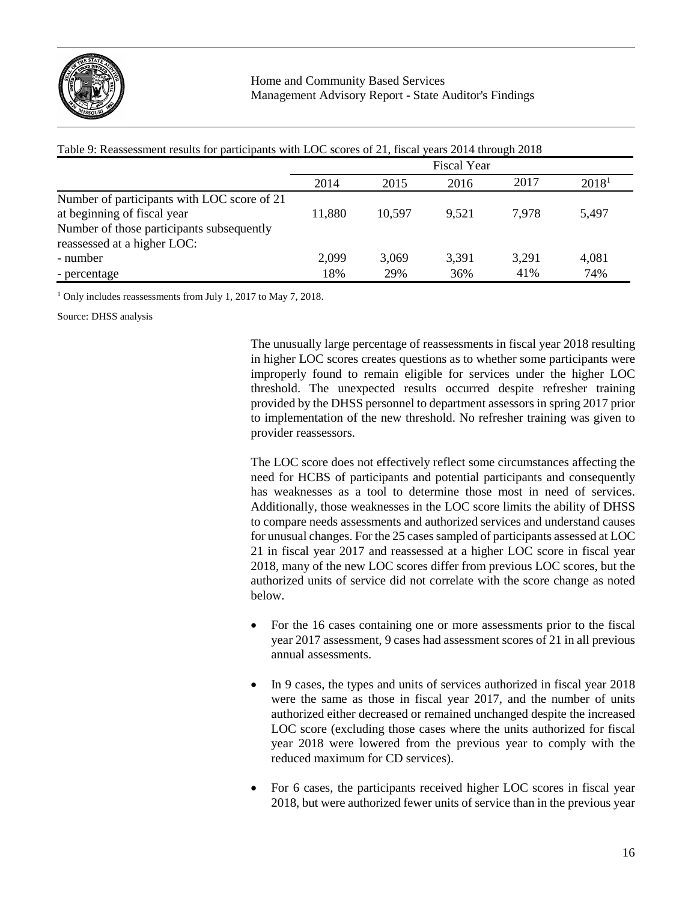Table 9: Reassessment results for participants with LOC scores of 21, fiscal years 2014 through 2018

| | Fiscal Year | | | | |
|---|---|---|---|---|---|
| | 2014 | 2015 | 2016 | 2017 | 2018[1] |
| Number of participants with LOC score of 21 at beginning of fiscal year | 11,880 | 10,597 | 9,521 | 7,978 | 5,497 |
| Number of those participants subsequently reassessed at a higher LOC: | | | | | |
| - number | 2,099 | 3,069 | 3,391 | 3,291 | 4,081 |
| - percentage | 18% | 29% | 36% | 41% | 74% |

[1] Only includes reassessments from July 1, 2017 to May 7, 2018.

Source: DHSS analysis

The unusually large percentage of reassessments in fiscal year 2018 resulting in higher LOC scores creates questions as to whether some participants were improperly found to remain eligible for services under the higher LOC threshold. The unexpected results occurred despite refresher training provided by the DHSS personnel to department assessors in spring 2017 prior to implementation of the new threshold. No refresher training was given to provider reassessors.

The LOC score does not effectively reflect some circumstances affecting the need for HCBS of participants and potential participants and consequently has weaknesses as a tool to determine those most in need of services. Additionally, those weaknesses in the LOC score limits the ability of DHSS to compare needs assessments and authorized services and understand causes for unusual changes. For the 25 cases sampled of participants assessed at LOC 21 in fiscal year 2017 and reassessed at a higher LOC score in fiscal year 2018, many of the new LOC scores differ from previous LOC scores, but the authorized units of service did not correlate with the score change as noted below.

- For the 16 cases containing one or more assessments prior to the fiscal year 2017 assessment, 9 cases had assessment scores of 21 in all previous annual assessments.
- In 9 cases, the types and units of services authorized in fiscal year 2018 were the same as those in fiscal year 2017, and the number of units authorized either decreased or remained unchanged despite the increased LOC score (excluding those cases where the units authorized for fiscal year 2018 were lowered from the previous year to comply with the reduced maximum for CD services).
- For 6 cases, the participants received higher LOC scores in fiscal year 2018, but were authorized fewer units of service than in the previous year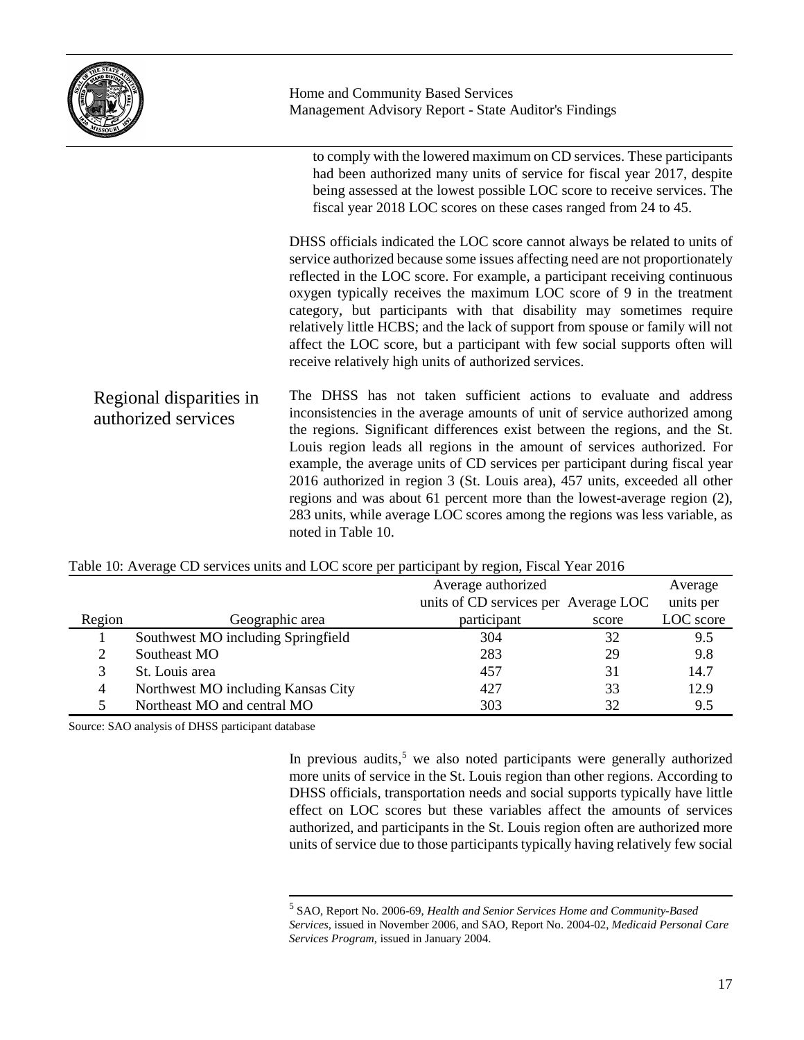to comply with the lowered maximum on CD services. These participants had been authorized many units of service for fiscal year 2017, despite being assessed at the lowest possible LOC score to receive services. The fiscal year 2018 LOC scores on these cases ranged from 24 to 45.

DHSS officials indicated the LOC score cannot always be related to units of service authorized because some issues affecting need are not proportionately reflected in the LOC score. For example, a participant receiving continuous oxygen typically receives the maximum LOC score of 9 in the treatment category, but participants with that disability may sometimes require relatively little HCBS; and the lack of support from spouse or family will not affect the LOC score, but a participant with few social supports often will receive relatively high units of authorized services.

### Regional disparities in authorized services

The DHSS has not taken sufficient actions to evaluate and address inconsistencies in the average amounts of unit of service authorized among the regions. Significant differences exist between the regions, and the St. Louis region leads all regions in the amount of services authorized. For example, the average units of CD services per participant during fiscal year 2016 authorized in region 3 (St. Louis area), 457 units, exceeded all other regions and was about 61 percent more than the lowest-average region (2), 283 units, while average LOC scores among the regions was less variable, as noted in Table 10.

Table 10: Average CD services units and LOC score per participant by region, Fiscal Year 2016

| Region | Geographic area | Average authorized units of CD services per participant | Average LOC score | Average units per LOC score |
|---|---|---|---|---|
| 1 | Southwest MO including Springfield | 304 | 32 | 9.5 |
| 2 | Southeast MO | 283 | 29 | 9.8 |
| 3 | St. Louis area | 457 | 31 | 14.7 |
| 4 | Northwest MO including Kansas City | 427 | 33 | 12.9 |
| 5 | Northeast MO and central MO | 303 | 32 | 9.5 |

Source: SAO analysis of DHSS participant database

In previous audits,[5] we also noted participants were generally authorized more units of service in the St. Louis region than other regions. According to DHSS officials, transportation needs and social supports typically have little effect on LOC scores but these variables affect the amounts of services authorized, and participants in the St. Louis region often are authorized more units of service due to those participants typically having relatively few social

[5] SAO, Report No. 2006-69, *Health and Senior Services Home and Community-Based Services*, issued in November 2006, and SAO, Report No. 2004-02, *Medicaid Personal Care Services Program*, issued in January 2004.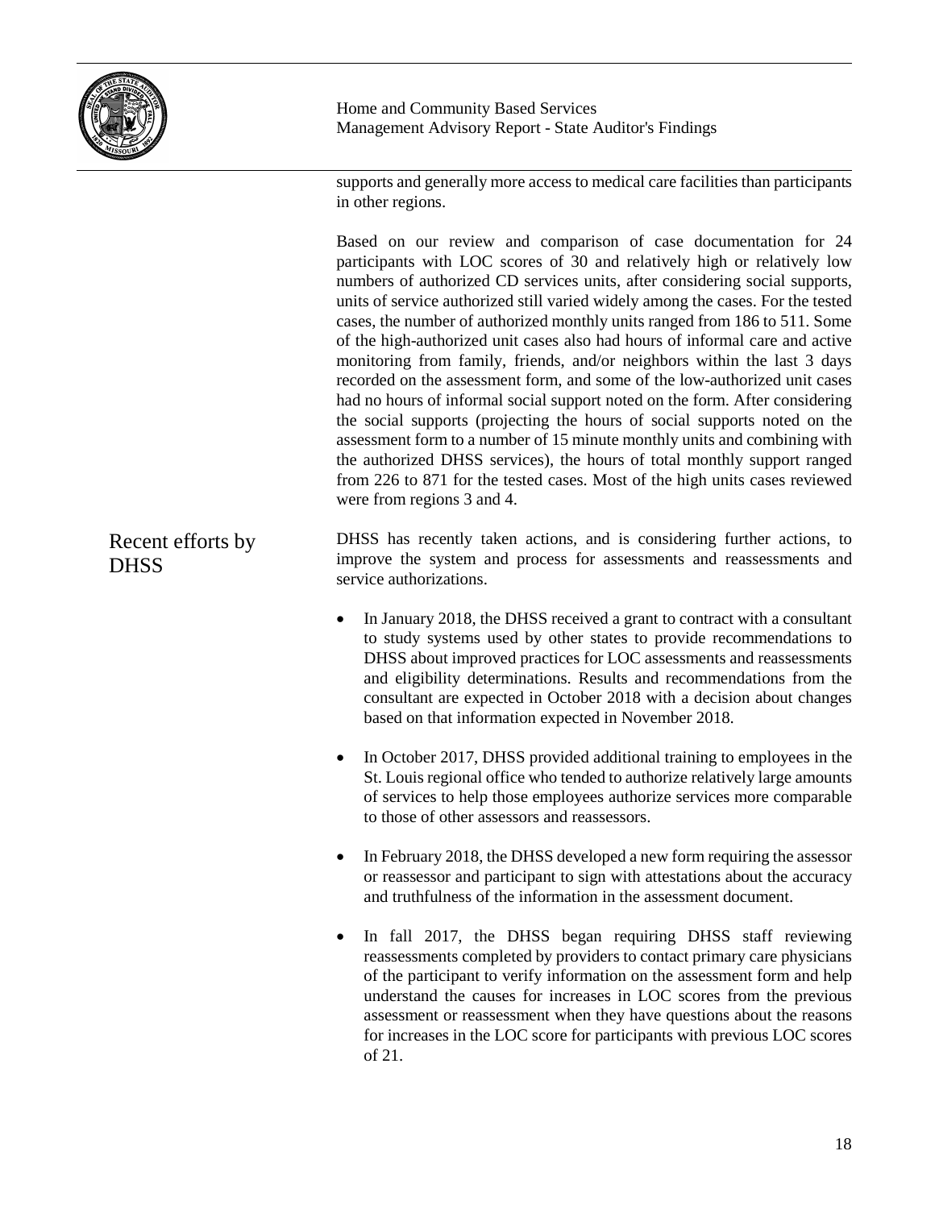supports and generally more access to medical care facilities than participants in other regions.

Based on our review and comparison of case documentation for 24 participants with LOC scores of 30 and relatively high or relatively low numbers of authorized CD services units, after considering social supports, units of service authorized still varied widely among the cases. For the tested cases, the number of authorized monthly units ranged from 186 to 511. Some of the high-authorized unit cases also had hours of informal care and active monitoring from family, friends, and/or neighbors within the last 3 days recorded on the assessment form, and some of the low-authorized unit cases had no hours of informal social support noted on the form. After considering the social supports (projecting the hours of social supports noted on the assessment form to a number of 15 minute monthly units and combining with the authorized DHSS services), the hours of total monthly support ranged from 226 to 871 for the tested cases. Most of the high units cases reviewed were from regions 3 and 4.

## Recent efforts by DHSS

DHSS has recently taken actions, and is considering further actions, to improve the system and process for assessments and reassessments and service authorizations.

- In January 2018, the DHSS received a grant to contract with a consultant to study systems used by other states to provide recommendations to DHSS about improved practices for LOC assessments and reassessments and eligibility determinations. Results and recommendations from the consultant are expected in October 2018 with a decision about changes based on that information expected in November 2018.
- In October 2017, DHSS provided additional training to employees in the St. Louis regional office who tended to authorize relatively large amounts of services to help those employees authorize services more comparable to those of other assessors and reassessors.
- In February 2018, the DHSS developed a new form requiring the assessor or reassessor and participant to sign with attestations about the accuracy and truthfulness of the information in the assessment document.
- In fall 2017, the DHSS began requiring DHSS staff reviewing reassessments completed by providers to contact primary care physicians of the participant to verify information on the assessment form and help understand the causes for increases in LOC scores from the previous assessment or reassessment when they have questions about the reasons for increases in the LOC score for participants with previous LOC scores of 21.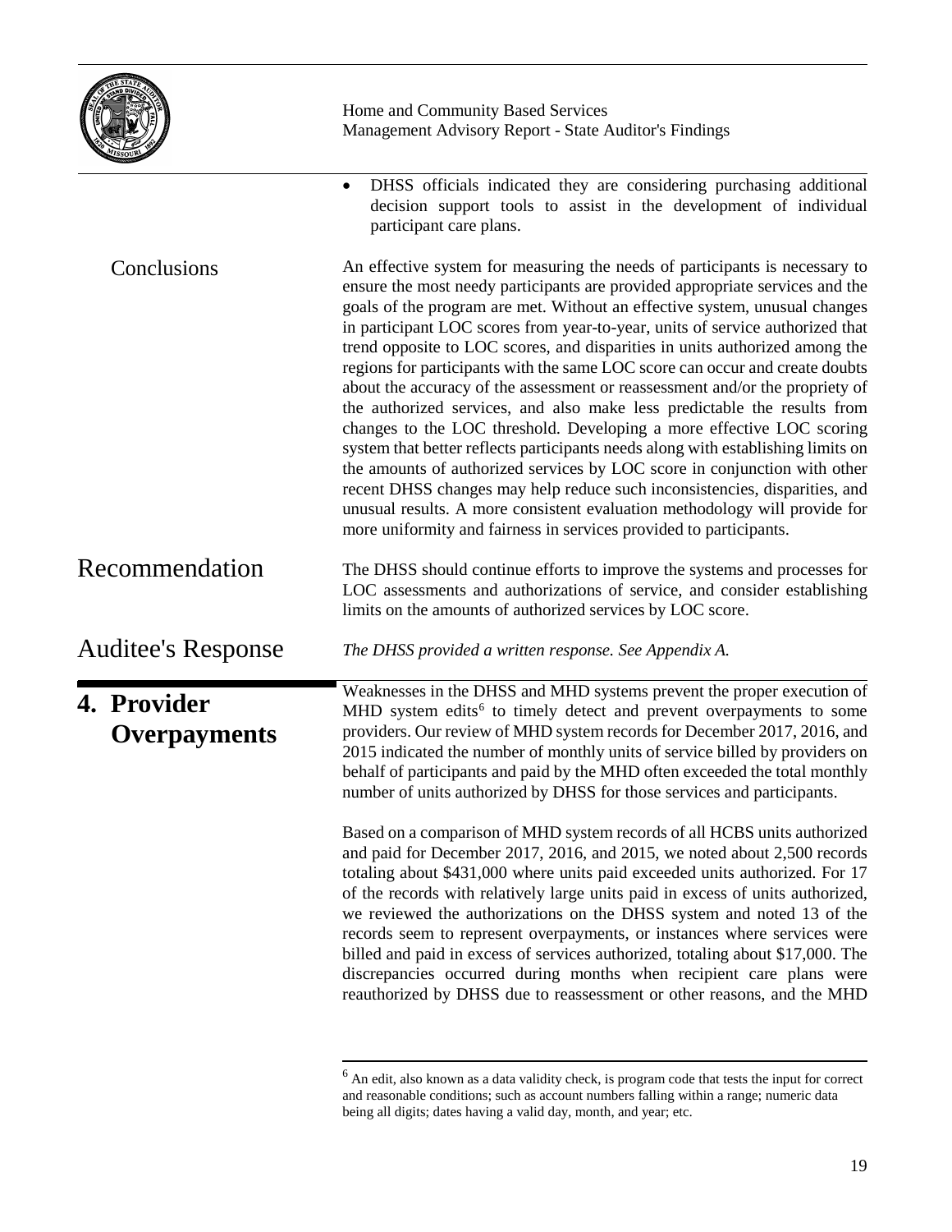- DHSS officials indicated they are considering purchasing additional decision support tools to assist in the development of individual participant care plans.

### Conclusions

An effective system for measuring the needs of participants is necessary to ensure the most needy participants are provided appropriate services and the goals of the program are met. Without an effective system, unusual changes in participant LOC scores from year-to-year, units of service authorized that trend opposite to LOC scores, and disparities in units authorized among the regions for participants with the same LOC score can occur and create doubts about the accuracy of the assessment or reassessment and/or the propriety of the authorized services, and also make less predictable the results from changes to the LOC threshold. Developing a more effective LOC scoring system that better reflects participants needs along with establishing limits on the amounts of authorized services by LOC score in conjunction with other recent DHSS changes may help reduce such inconsistencies, disparities, and unusual results. A more consistent evaluation methodology will provide for more uniformity and fairness in services provided to participants.

## Recommendation

The DHSS should continue efforts to improve the systems and processes for LOC assessments and authorizations of service, and consider establishing limits on the amounts of authorized services by LOC score.

## Auditee's Response

*The DHSS provided a written response. See Appendix A.*

## 4. Provider Overpayments

Weaknesses in the DHSS and MHD systems prevent the proper execution of MHD system edits[6] to timely detect and prevent overpayments to some providers. Our review of MHD system records for December 2017, 2016, and 2015 indicated the number of monthly units of service billed by providers on behalf of participants and paid by the MHD often exceeded the total monthly number of units authorized by DHSS for those services and participants.

Based on a comparison of MHD system records of all HCBS units authorized and paid for December 2017, 2016, and 2015, we noted about 2,500 records totaling about $431,000 where units paid exceeded units authorized. For 17 of the records with relatively large units paid in excess of units authorized, we reviewed the authorizations on the DHSS system and noted 13 of the records seem to represent overpayments, or instances where services were billed and paid in excess of services authorized, totaling about $17,000. The discrepancies occurred during months when recipient care plans were reauthorized by DHSS due to reassessment or other reasons, and the MHD

[6] An edit, also known as a data validity check, is program code that tests the input for correct and reasonable conditions; such as account numbers falling within a range; numeric data being all digits; dates having a valid day, month, and year; etc.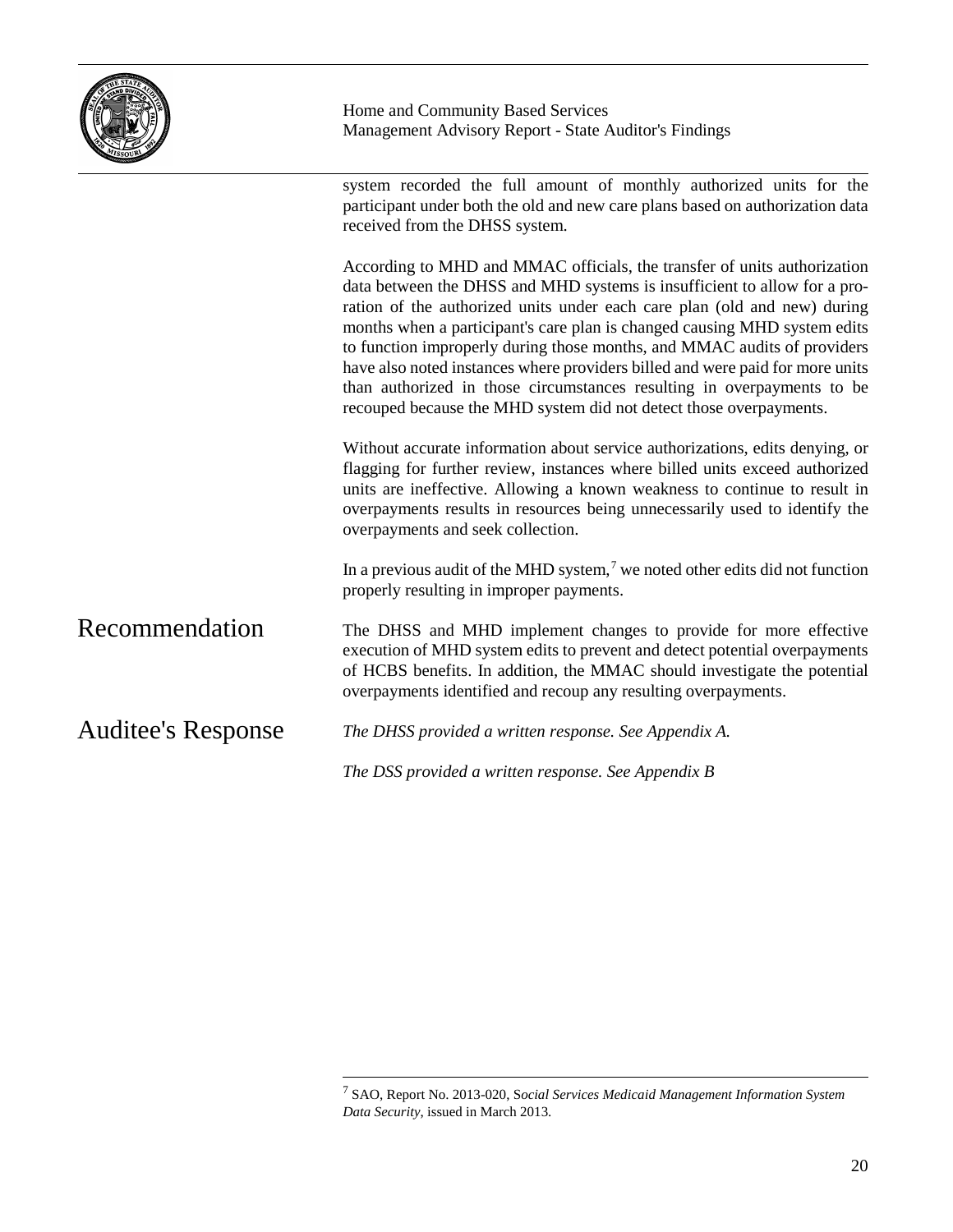system recorded the full amount of monthly authorized units for the participant under both the old and new care plans based on authorization data received from the DHSS system.

According to MHD and MMAC officials, the transfer of units authorization data between the DHSS and MHD systems is insufficient to allow for a pro-ration of the authorized units under each care plan (old and new) during months when a participant's care plan is changed causing MHD system edits to function improperly during those months, and MMAC audits of providers have also noted instances where providers billed and were paid for more units than authorized in those circumstances resulting in overpayments to be recouped because the MHD system did not detect those overpayments.

Without accurate information about service authorizations, edits denying, or flagging for further review, instances where billed units exceed authorized units are ineffective. Allowing a known weakness to continue to result in overpayments results in resources being unnecessarily used to identify the overpayments and seek collection.

In a previous audit of the MHD system,[7] we noted other edits did not function properly resulting in improper payments.

## Recommendation

The DHSS and MHD implement changes to provide for more effective execution of MHD system edits to prevent and detect potential overpayments of HCBS benefits. In addition, the MMAC should investigate the potential overpayments identified and recoup any resulting overpayments.

## Auditee's Response

*The DHSS provided a written response. See Appendix A.*

*The DSS provided a written response. See Appendix B*

---

[7] SAO, Report No. 2013-020, *Social Services Medicaid Management Information System Data Security*, issued in March 2013.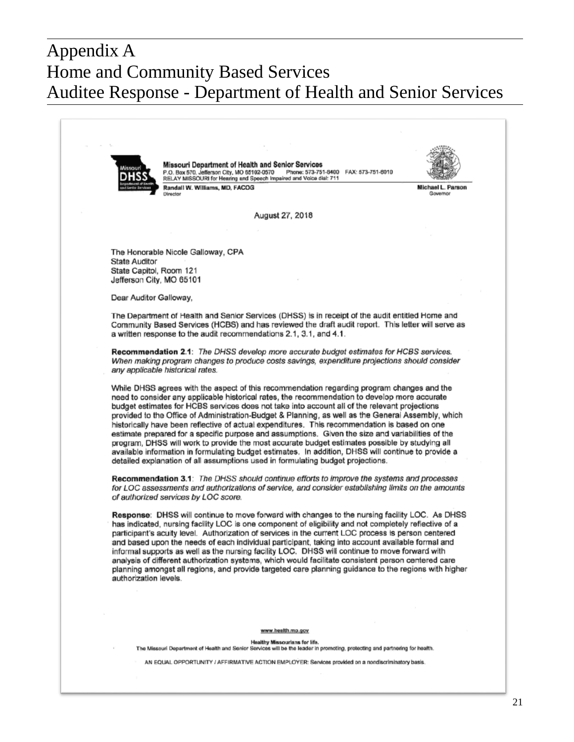# Appendix A
# Home and Community Based Services
# Auditee Response - Department of Health and Senior Services

**Missouri Department of Health and Senior Services**
P.O. Box 570, Jefferson City, MO 65102-0570 Phone: 573-751-6400 FAX: 573-751-6010
RELAY MISSOURI for Hearing and Speech Impaired and Voice dial: 711

**Randall W. Williams, MD, FACOG**
Director

**Michael L. Parson**
Governor

August 27, 2018

The Honorable Nicole Galloway, CPA
State Auditor
State Capitol, Room 121
Jefferson City, MO 65101

Dear Auditor Galloway,

The Department of Health and Senior Services (DHSS) is in receipt of the audit entitled Home and Community Based Services (HCBS) and has reviewed the draft audit report. This letter will serve as a written response to the audit recommendations 2.1, 3.1, and 4.1.

**Recommendation 2.1**: *The DHSS develop more accurate budget estimates for HCBS services. When making program changes to produce costs savings, expenditure projections should consider any applicable historical rates.*

While DHSS agrees with the aspect of this recommendation regarding program changes and the need to consider any applicable historical rates, the recommendation to develop more accurate budget estimates for HCBS services does not take into account all of the relevant projections provided to the Office of Administration-Budget & Planning, as well as the General Assembly, which historically have been reflective of actual expenditures. This recommendation is based on one estimate prepared for a specific purpose and assumptions. Given the size and variabilities of the program, DHSS will work to provide the most accurate budget estimates possible by studying all available information in formulating budget estimates. In addition, DHSS will continue to provide a detailed explanation of all assumptions used in formulating budget projections.

**Recommendation 3.1**: *The DHSS should continue efforts to improve the systems and processes for LOC assessments and authorizations of service, and consider establishing limits on the amounts of authorized services by LOC score.*

**Response**: DHSS will continue to move forward with changes to the nursing facility LOC. As DHSS has indicated, nursing facility LOC is one component of eligibility and not completely reflective of a participant's acuity level. Authorization of services in the current LOC process is person centered and based upon the needs of each individual participant, taking into account available formal and informal supports as well as the nursing facility LOC. DHSS will continue to move forward with analysis of different authorization systems, which would facilitate consistent person centered care planning amongst all regions, and provide targeted care planning guidance to the regions with higher authorization levels.

www.health.mo.gov

**Healthy Missourians for life.**
The Missouri Department of Health and Senior Services will be the leader in promoting, protecting and partnering for health.

AN EQUAL OPPORTUNITY / AFFIRMATIVE ACTION EMPLOYER: Services provided on a nondiscriminatory basis.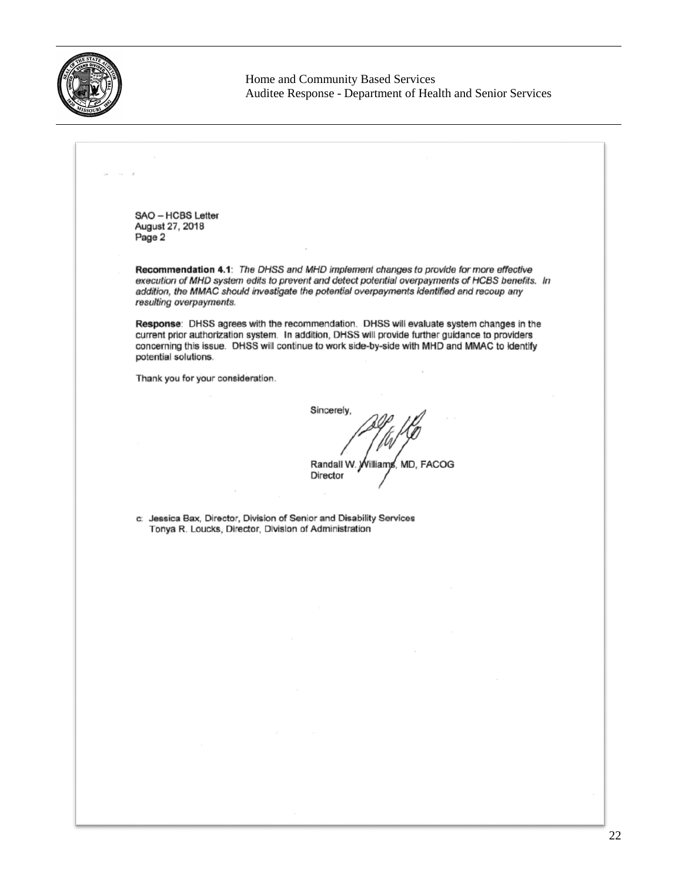SAO – HCBS Letter
August 27, 2018
Page 2

**Recommendation 4.1**: *The DHSS and MHD implement changes to provide for more effective execution of MHD system edits to prevent and detect potential overpayments of HCBS benefits. In addition, the MMAC should investigate the potential overpayments identified and recoup any resulting overpayments.*

**Response**: DHSS agrees with the recommendation. DHSS will evaluate system changes in the current prior authorization system. In addition, DHSS will provide further guidance to providers concerning this issue. DHSS will continue to work side-by-side with MHD and MMAC to identify potential solutions.

Thank you for your consideration.

Sincerely,

Randall W. Williams, MD, FACOG
Director

c: Jessica Bax, Director, Division of Senior and Disability Services
Tonya R. Loucks, Director, Division of Administration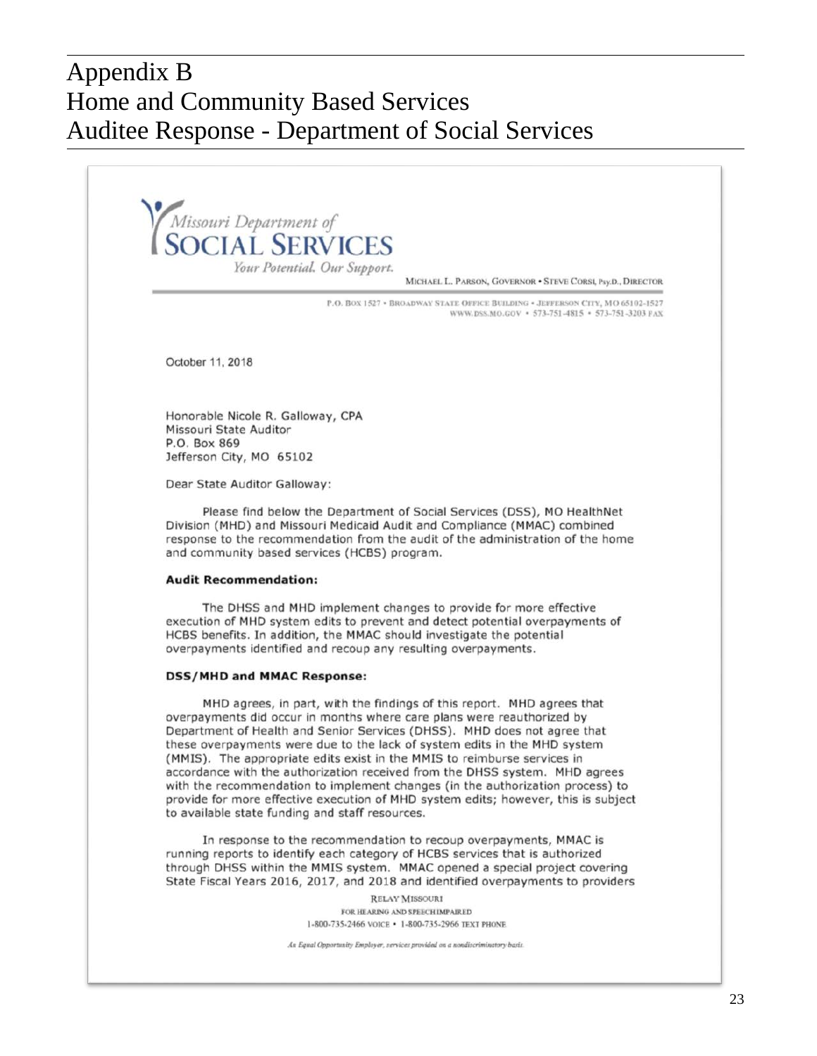# Appendix B
# Home and Community Based Services
# Auditee Response - Department of Social Services

Missouri Department of
SOCIAL SERVICES
*Your Potential. Our Support.*

MICHAEL L. PARSON, GOVERNOR • STEVE CORSI, Psy.D., DIRECTOR

P.O. BOX 1527 • BROADWAY STATE OFFICE BUILDING • JEFFERSON CITY, MO 65102-1527
WWW.DSS.MO.GOV • 573-751-4815 • 573-751-3203 FAX

October 11, 2018

Honorable Nicole R. Galloway, CPA
Missouri State Auditor
P.O. Box 869
Jefferson City, MO 65102

Dear State Auditor Galloway:

Please find below the Department of Social Services (DSS), MO HealthNet Division (MHD) and Missouri Medicaid Audit and Compliance (MMAC) combined response to the recommendation from the audit of the administration of the home and community based services (HCBS) program.

**Audit Recommendation:**

The DHSS and MHD implement changes to provide for more effective execution of MHD system edits to prevent and detect potential overpayments of HCBS benefits. In addition, the MMAC should investigate the potential overpayments identified and recoup any resulting overpayments.

**DSS/MHD and MMAC Response:**

MHD agrees, in part, with the findings of this report. MHD agrees that overpayments did occur in months where care plans were reauthorized by Department of Health and Senior Services (DHSS). MHD does not agree that these overpayments were due to the lack of system edits in the MHD system (MMIS). The appropriate edits exist in the MMIS to reimburse services in accordance with the authorization received from the DHSS system. MHD agrees with the recommendation to implement changes (in the authorization process) to provide for more effective execution of MHD system edits; however, this is subject to available state funding and staff resources.

In response to the recommendation to recoup overpayments, MMAC is running reports to identify each category of HCBS services that is authorized through DHSS within the MMIS system. MMAC opened a special project covering State Fiscal Years 2016, 2017, and 2018 and identified overpayments to providers

RELAY MISSOURI
FOR HEARING AND SPEECH IMPAIRED
1-800-735-2466 VOICE • 1-800-735-2966 TEXT PHONE

*An Equal Opportunity Employer, services provided on a nondiscriminatory basis.*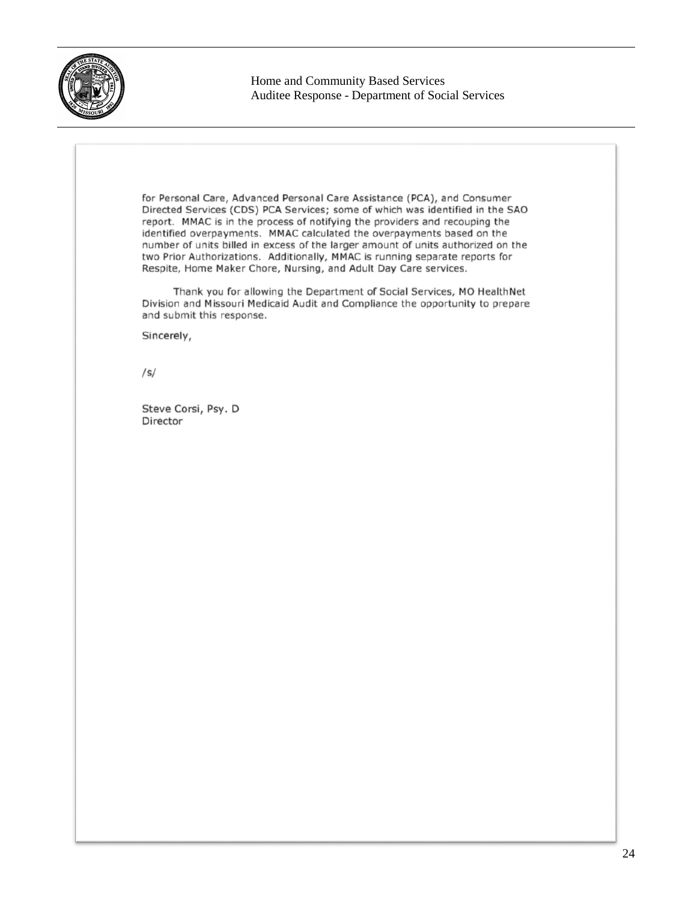for Personal Care, Advanced Personal Care Assistance (PCA), and Consumer Directed Services (CDS) PCA Services; some of which was identified in the SAO report. MMAC is in the process of notifying the providers and recouping the identified overpayments. MMAC calculated the overpayments based on the number of units billed in excess of the larger amount of units authorized on the two Prior Authorizations. Additionally, MMAC is running separate reports for Respite, Home Maker Chore, Nursing, and Adult Day Care services.

Thank you for allowing the Department of Social Services, MO HealthNet Division and Missouri Medicaid Audit and Compliance the opportunity to prepare and submit this response.

Sincerely,

/s/

Steve Corsi, Psy. D
Director